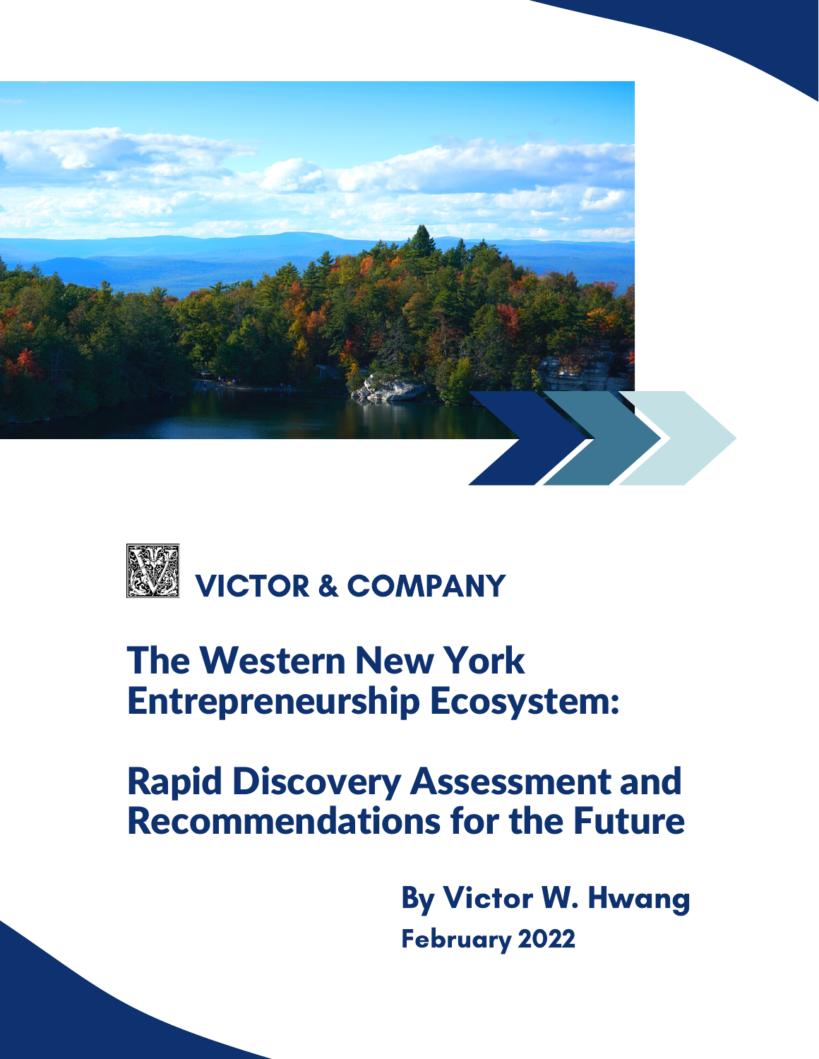VICTOR & COMPANY

# The Western New York Entrepreneurship Ecosystem:

# Rapid Discovery Assessment and Recommendations for the Future

**By Victor W. Hwang**

**February 2022**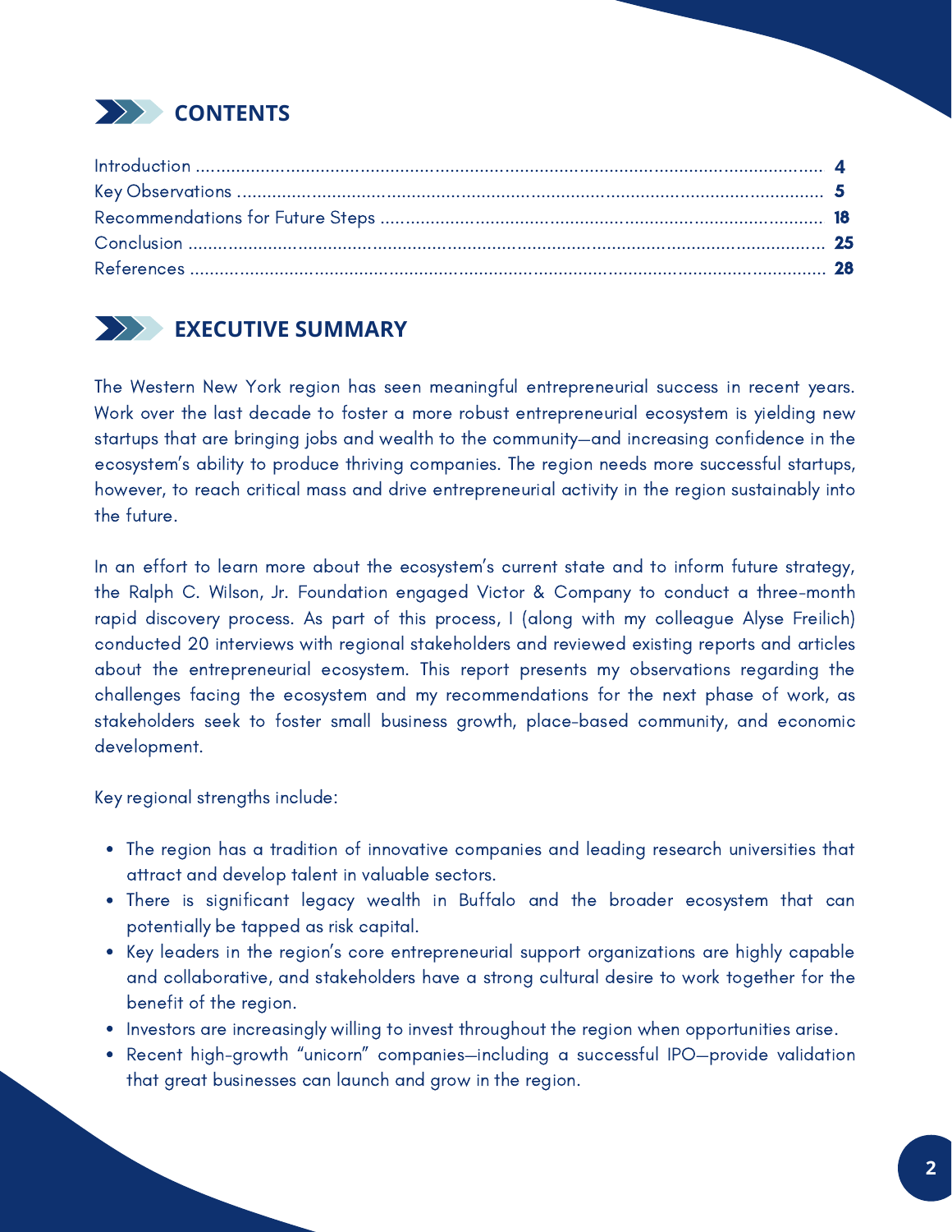## CONTENTS

Introduction .................................................. 4
Key Observations .................................................. 5
Recommendations for Future Steps .................................................. 18
Conclusion .................................................. 25
References .................................................. 28

## EXECUTIVE SUMMARY

The Western New York region has seen meaningful entrepreneurial success in recent years. Work over the last decade to foster a more robust entrepreneurial ecosystem is yielding new startups that are bringing jobs and wealth to the community—and increasing confidence in the ecosystem's ability to produce thriving companies. The region needs more successful startups, however, to reach critical mass and drive entrepreneurial activity in the region sustainably into the future.

In an effort to learn more about the ecosystem's current state and to inform future strategy, the Ralph C. Wilson, Jr. Foundation engaged Victor & Company to conduct a three-month rapid discovery process. As part of this process, I (along with my colleague Alyse Freilich) conducted 20 interviews with regional stakeholders and reviewed existing reports and articles about the entrepreneurial ecosystem. This report presents my observations regarding the challenges facing the ecosystem and my recommendations for the next phase of work, as stakeholders seek to foster small business growth, place-based community, and economic development.

Key regional strengths include:

- The region has a tradition of innovative companies and leading research universities that attract and develop talent in valuable sectors.
- There is significant legacy wealth in Buffalo and the broader ecosystem that can potentially be tapped as risk capital.
- Key leaders in the region's core entrepreneurial support organizations are highly capable and collaborative, and stakeholders have a strong cultural desire to work together for the benefit of the region.
- Investors are increasingly willing to invest throughout the region when opportunities arise.
- Recent high-growth "unicorn" companies—including a successful IPO—provide validation that great businesses can launch and grow in the region.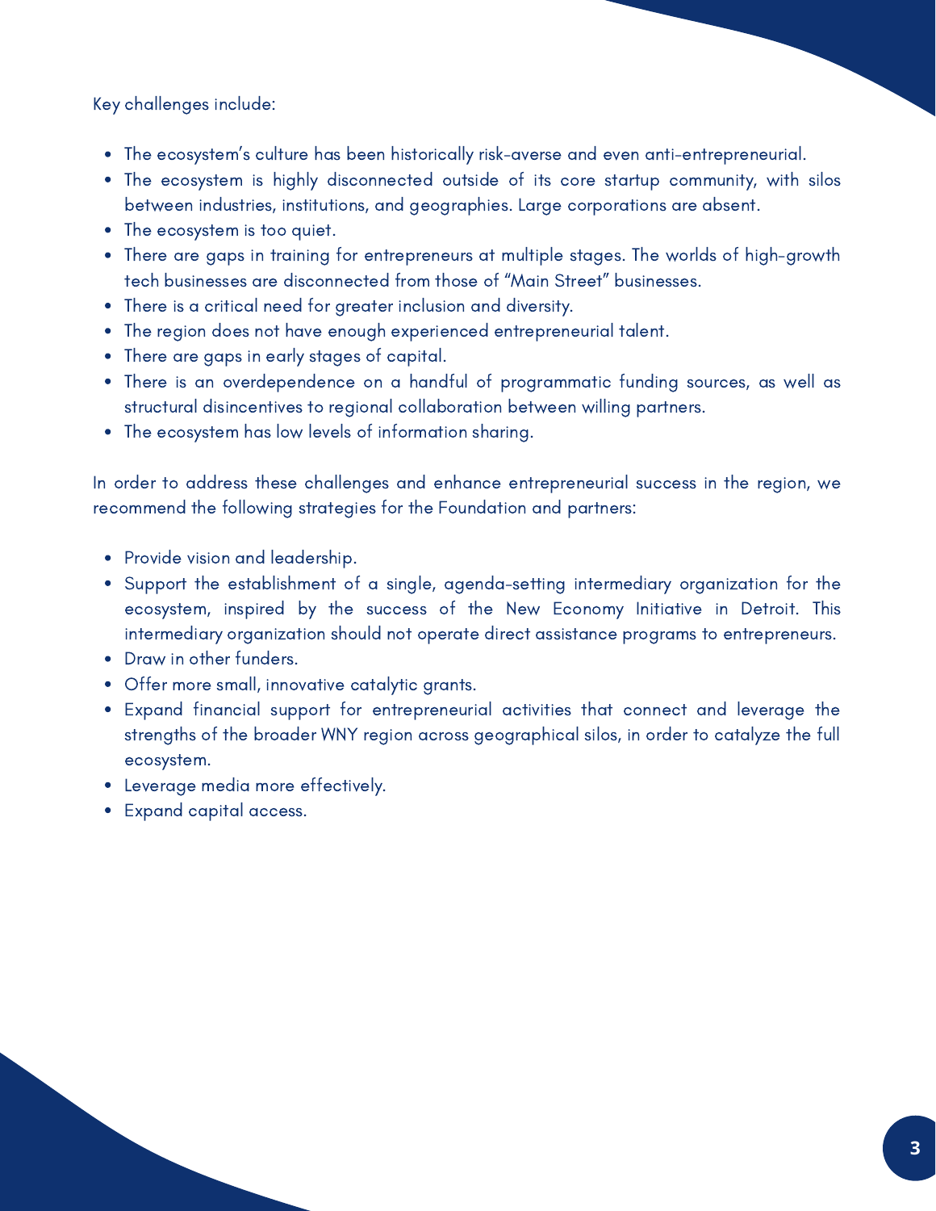Key challenges include:

- The ecosystem's culture has been historically risk-averse and even anti-entrepreneurial.
- The ecosystem is highly disconnected outside of its core startup community, with silos between industries, institutions, and geographies. Large corporations are absent.
- The ecosystem is too quiet.
- There are gaps in training for entrepreneurs at multiple stages. The worlds of high-growth tech businesses are disconnected from those of "Main Street" businesses.
- There is a critical need for greater inclusion and diversity.
- The region does not have enough experienced entrepreneurial talent.
- There are gaps in early stages of capital.
- There is an overdependence on a handful of programmatic funding sources, as well as structural disincentives to regional collaboration between willing partners.
- The ecosystem has low levels of information sharing.

In order to address these challenges and enhance entrepreneurial success in the region, we recommend the following strategies for the Foundation and partners:

- Provide vision and leadership.
- Support the establishment of a single, agenda-setting intermediary organization for the ecosystem, inspired by the success of the New Economy Initiative in Detroit. This intermediary organization should not operate direct assistance programs to entrepreneurs.
- Draw in other funders.
- Offer more small, innovative catalytic grants.
- Expand financial support for entrepreneurial activities that connect and leverage the strengths of the broader WNY region across geographical silos, in order to catalyze the full ecosystem.
- Leverage media more effectively.
- Expand capital access.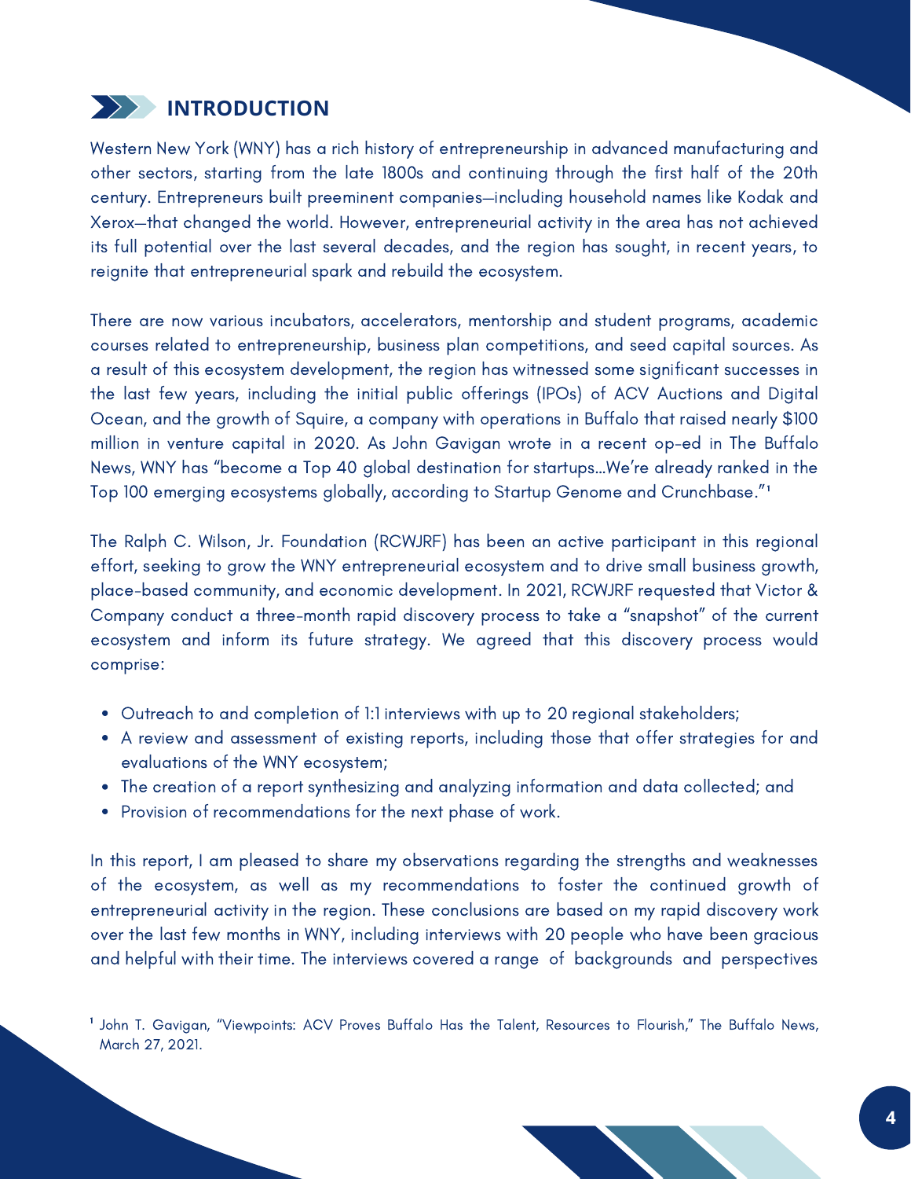## INTRODUCTION

Western New York (WNY) has a rich history of entrepreneurship in advanced manufacturing and other sectors, starting from the late 1800s and continuing through the first half of the 20th century. Entrepreneurs built preeminent companies—including household names like Kodak and Xerox—that changed the world. However, entrepreneurial activity in the area has not achieved its full potential over the last several decades, and the region has sought, in recent years, to reignite that entrepreneurial spark and rebuild the ecosystem.

There are now various incubators, accelerators, mentorship and student programs, academic courses related to entrepreneurship, business plan competitions, and seed capital sources. As a result of this ecosystem development, the region has witnessed some significant successes in the last few years, including the initial public offerings (IPOs) of ACV Auctions and Digital Ocean, and the growth of Squire, a company with operations in Buffalo that raised nearly $100 million in venture capital in 2020. As John Gavigan wrote in a recent op-ed in The Buffalo News, WNY has "become a Top 40 global destination for startups...We're already ranked in the Top 100 emerging ecosystems globally, according to Startup Genome and Crunchbase."[1]

The Ralph C. Wilson, Jr. Foundation (RCWJRF) has been an active participant in this regional effort, seeking to grow the WNY entrepreneurial ecosystem and to drive small business growth, place-based community, and economic development. In 2021, RCWJRF requested that Victor & Company conduct a three-month rapid discovery process to take a "snapshot" of the current ecosystem and inform its future strategy. We agreed that this discovery process would comprise:

- Outreach to and completion of 1:1 interviews with up to 20 regional stakeholders;
- A review and assessment of existing reports, including those that offer strategies for and evaluations of the WNY ecosystem;
- The creation of a report synthesizing and analyzing information and data collected; and
- Provision of recommendations for the next phase of work.

In this report, I am pleased to share my observations regarding the strengths and weaknesses of the ecosystem, as well as my recommendations to foster the continued growth of entrepreneurial activity in the region. These conclusions are based on my rapid discovery work over the last few months in WNY, including interviews with 20 people who have been gracious and helpful with their time. The interviews covered a range of backgrounds and perspectives

[1] John T. Gavigan, "Viewpoints: ACV Proves Buffalo Has the Talent, Resources to Flourish," The Buffalo News, March 27, 2021.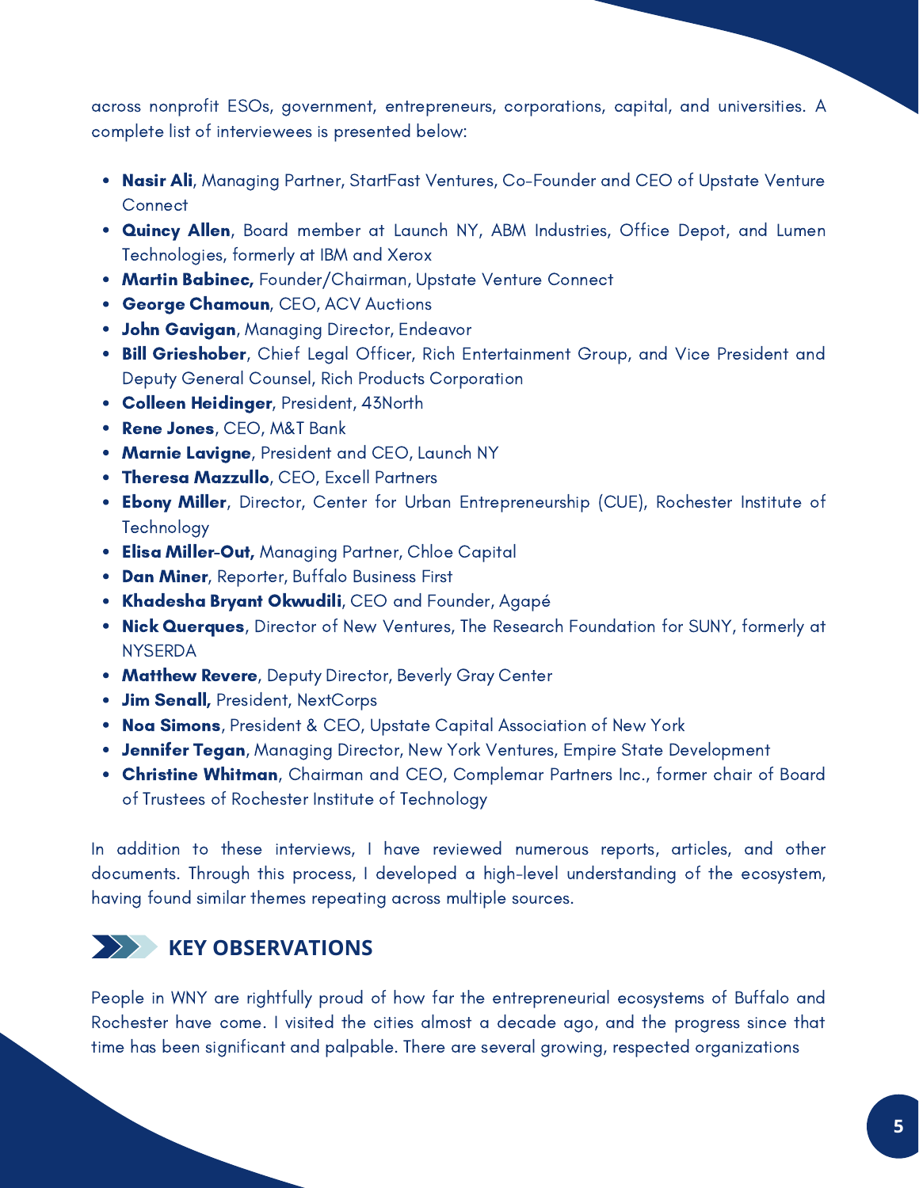across nonprofit ESOs, government, entrepreneurs, corporations, capital, and universities. A complete list of interviewees is presented below:

- **Nasir Ali**, Managing Partner, StartFast Ventures, Co-Founder and CEO of Upstate Venture Connect
- **Quincy Allen**, Board member at Launch NY, ABM Industries, Office Depot, and Lumen Technologies, formerly at IBM and Xerox
- **Martin Babinec,** Founder/Chairman, Upstate Venture Connect
- **George Chamoun**, CEO, ACV Auctions
- **John Gavigan**, Managing Director, Endeavor
- **Bill Grieshober**, Chief Legal Officer, Rich Entertainment Group, and Vice President and Deputy General Counsel, Rich Products Corporation
- **Colleen Heidinger**, President, 43North
- **Rene Jones**, CEO, M&T Bank
- **Marnie Lavigne**, President and CEO, Launch NY
- **Theresa Mazzullo**, CEO, Excell Partners
- **Ebony Miller**, Director, Center for Urban Entrepreneurship (CUE), Rochester Institute of Technology
- **Elisa Miller-Out,** Managing Partner, Chloe Capital
- **Dan Miner**, Reporter, Buffalo Business First
- **Khadesha Bryant Okwudili**, CEO and Founder, Agapé
- **Nick Querques**, Director of New Ventures, The Research Foundation for SUNY, formerly at NYSERDA
- **Matthew Revere**, Deputy Director, Beverly Gray Center
- **Jim Senall,** President, NextCorps
- **Noa Simons**, President & CEO, Upstate Capital Association of New York
- **Jennifer Tegan**, Managing Director, New York Ventures, Empire State Development
- **Christine Whitman**, Chairman and CEO, Complemar Partners Inc., former chair of Board of Trustees of Rochester Institute of Technology

In addition to these interviews, I have reviewed numerous reports, articles, and other documents. Through this process, I developed a high-level understanding of the ecosystem, having found similar themes repeating across multiple sources.

## KEY OBSERVATIONS

People in WNY are rightfully proud of how far the entrepreneurial ecosystems of Buffalo and Rochester have come. I visited the cities almost a decade ago, and the progress since that time has been significant and palpable. There are several growing, respected organizations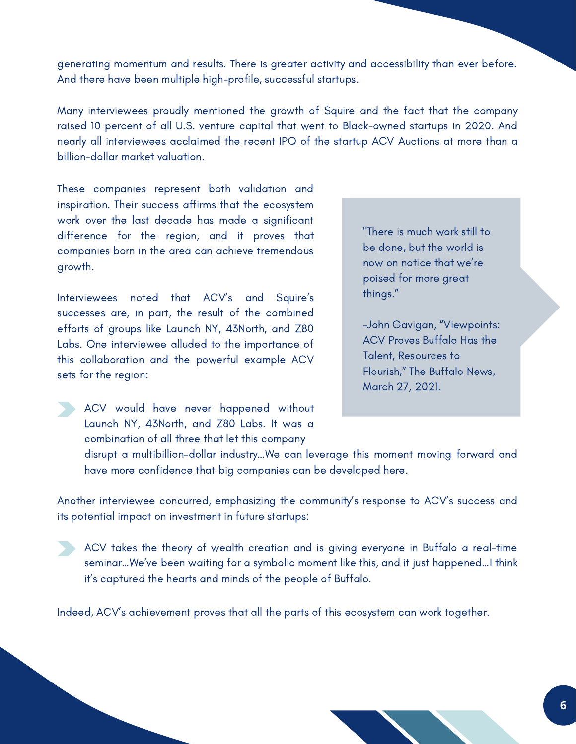generating momentum and results. There is greater activity and accessibility than ever before. And there have been multiple high-profile, successful startups.

Many interviewees proudly mentioned the growth of Squire and the fact that the company raised 10 percent of all U.S. venture capital that went to Black-owned startups in 2020. And nearly all interviewees acclaimed the recent IPO of the startup ACV Auctions at more than a billion-dollar market valuation.

These companies represent both validation and inspiration. Their success affirms that the ecosystem work over the last decade has made a significant difference for the region, and it proves that companies born in the area can achieve tremendous growth.

> "There is much work still to be done, but the world is now on notice that we're poised for more great things."
>
> -John Gavigan, "Viewpoints: ACV Proves Buffalo Has the Talent, Resources to Flourish," The Buffalo News, March 27, 2021.

Interviewees noted that ACV's and Squire's successes are, in part, the result of the combined efforts of groups like Launch NY, 43North, and Z80 Labs. One interviewee alluded to the importance of this collaboration and the powerful example ACV sets for the region:

> ACV would have never happened without Launch NY, 43North, and Z80 Labs. It was a combination of all three that let this company disrupt a multibillion-dollar industry...We can leverage this moment moving forward and have more confidence that big companies can be developed here.

Another interviewee concurred, emphasizing the community's response to ACV's success and its potential impact on investment in future startups:

> ACV takes the theory of wealth creation and is giving everyone in Buffalo a real-time seminar...We've been waiting for a symbolic moment like this, and it just happened...I think it's captured the hearts and minds of the people of Buffalo.

Indeed, ACV's achievement proves that all the parts of this ecosystem can work together.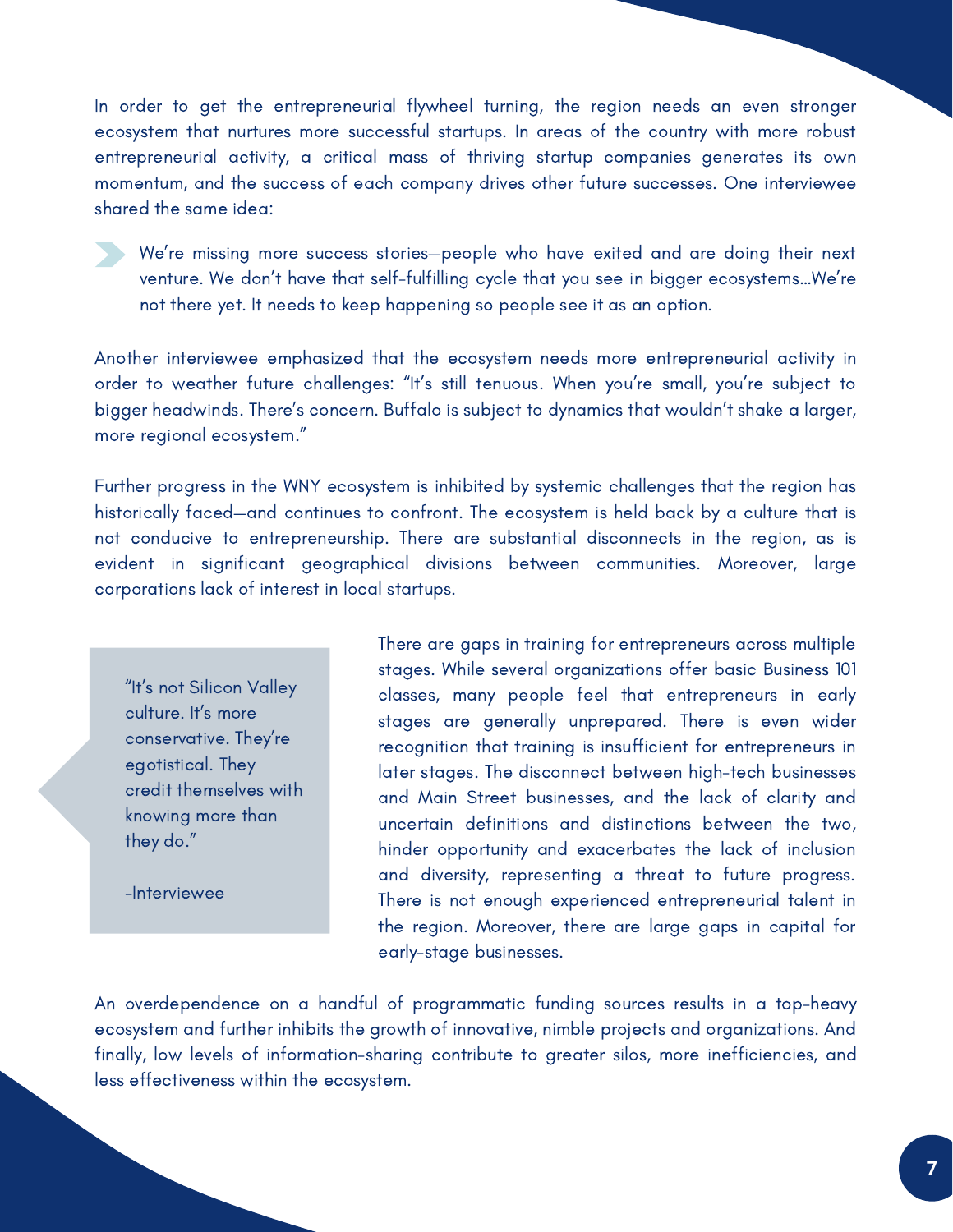In order to get the entrepreneurial flywheel turning, the region needs an even stronger ecosystem that nurtures more successful startups. In areas of the country with more robust entrepreneurial activity, a critical mass of thriving startup companies generates its own momentum, and the success of each company drives other future successes. One interviewee shared the same idea:

> We're missing more success stories—people who have exited and are doing their next venture. We don't have that self-fulfilling cycle that you see in bigger ecosystems...We're not there yet. It needs to keep happening so people see it as an option.

Another interviewee emphasized that the ecosystem needs more entrepreneurial activity in order to weather future challenges: "It's still tenuous. When you're small, you're subject to bigger headwinds. There's concern. Buffalo is subject to dynamics that wouldn't shake a larger, more regional ecosystem."

Further progress in the WNY ecosystem is inhibited by systemic challenges that the region has historically faced—and continues to confront. The ecosystem is held back by a culture that is not conducive to entrepreneurship. There are substantial disconnects in the region, as is evident in significant geographical divisions between communities. Moreover, large corporations lack of interest in local startups.

> "It's not Silicon Valley culture. It's more conservative. They're egotistical. They credit themselves with knowing more than they do."
>
> -Interviewee

There are gaps in training for entrepreneurs across multiple stages. While several organizations offer basic Business 101 classes, many people feel that entrepreneurs in early stages are generally unprepared. There is even wider recognition that training is insufficient for entrepreneurs in later stages. The disconnect between high-tech businesses and Main Street businesses, and the lack of clarity and uncertain definitions and distinctions between the two, hinder opportunity and exacerbates the lack of inclusion and diversity, representing a threat to future progress. There is not enough experienced entrepreneurial talent in the region. Moreover, there are large gaps in capital for early-stage businesses.

An overdependence on a handful of programmatic funding sources results in a top-heavy ecosystem and further inhibits the growth of innovative, nimble projects and organizations. And finally, low levels of information-sharing contribute to greater silos, more inefficiencies, and less effectiveness within the ecosystem.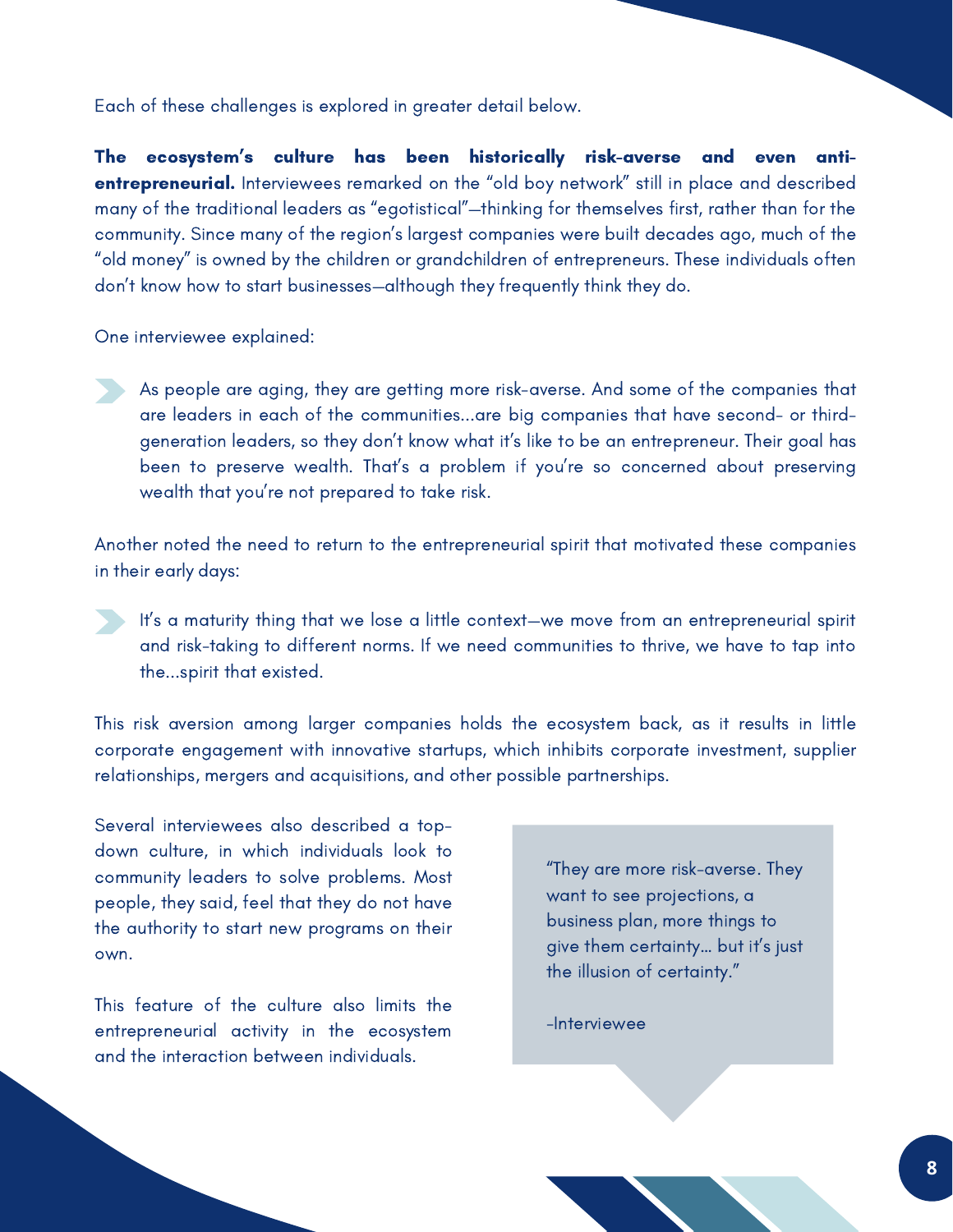Each of these challenges is explored in greater detail below.

**The ecosystem's culture has been historically risk-averse and even anti-entrepreneurial.** Interviewees remarked on the "old boy network" still in place and described many of the traditional leaders as "egotistical"—thinking for themselves first, rather than for the community. Since many of the region's largest companies were built decades ago, much of the "old money" is owned by the children or grandchildren of entrepreneurs. These individuals often don't know how to start businesses—although they frequently think they do.

One interviewee explained:

> As people are aging, they are getting more risk-averse. And some of the companies that are leaders in each of the communities...are big companies that have second- or third-generation leaders, so they don't know what it's like to be an entrepreneur. Their goal has been to preserve wealth. That's a problem if you're so concerned about preserving wealth that you're not prepared to take risk.

Another noted the need to return to the entrepreneurial spirit that motivated these companies in their early days:

> It's a maturity thing that we lose a little context—we move from an entrepreneurial spirit and risk-taking to different norms. If we need communities to thrive, we have to tap into the...spirit that existed.

This risk aversion among larger companies holds the ecosystem back, as it results in little corporate engagement with innovative startups, which inhibits corporate investment, supplier relationships, mergers and acquisitions, and other possible partnerships.

Several interviewees also described a top-down culture, in which individuals look to community leaders to solve problems. Most people, they said, feel that they do not have the authority to start new programs on their own.

This feature of the culture also limits the entrepreneurial activity in the ecosystem and the interaction between individuals.

> "They are more risk-averse. They want to see projections, a business plan, more things to give them certainty... but it's just the illusion of certainty."
>
> -Interviewee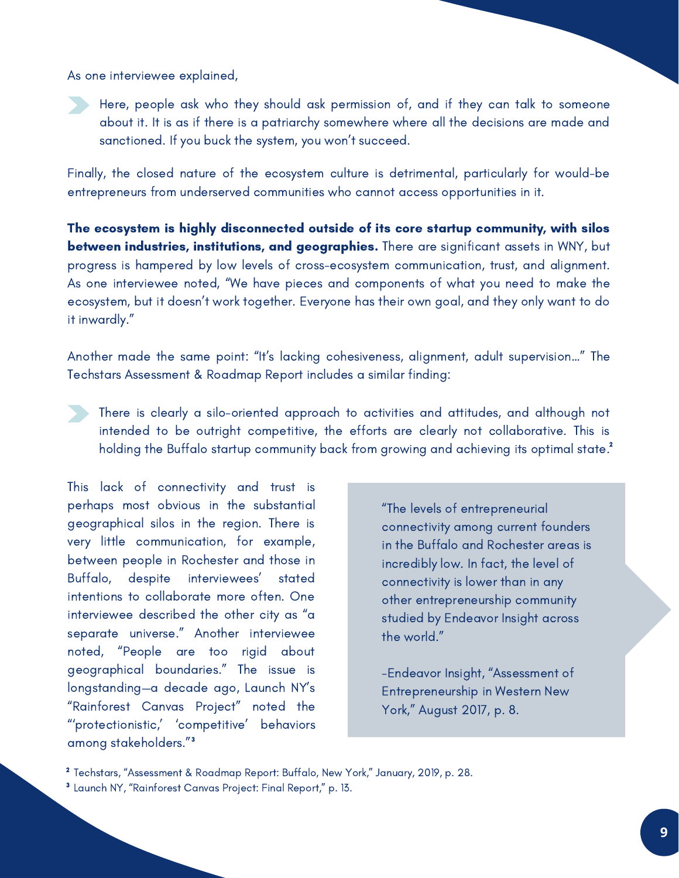As one interviewee explained,

> Here, people ask who they should ask permission of, and if they can talk to someone about it. It is as if there is a patriarchy somewhere where all the decisions are made and sanctioned. If you buck the system, you won't succeed.

Finally, the closed nature of the ecosystem culture is detrimental, particularly for would-be entrepreneurs from underserved communities who cannot access opportunities in it.

**The ecosystem is highly disconnected outside of its core startup community, with silos between industries, institutions, and geographies.** There are significant assets in WNY, but progress is hampered by low levels of cross-ecosystem communication, trust, and alignment. As one interviewee noted, "We have pieces and components of what you need to make the ecosystem, but it doesn't work together. Everyone has their own goal, and they only want to do it inwardly."

Another made the same point: "It's lacking cohesiveness, alignment, adult supervision…" The Techstars Assessment & Roadmap Report includes a similar finding:

> There is clearly a silo-oriented approach to activities and attitudes, and although not intended to be outright competitive, the efforts are clearly not collaborative. This is holding the Buffalo startup community back from growing and achieving its optimal state.[2]

This lack of connectivity and trust is perhaps most obvious in the substantial geographical silos in the region. There is very little communication, for example, between people in Rochester and those in Buffalo, despite interviewees' stated intentions to collaborate more often. One interviewee described the other city as "a separate universe." Another interviewee noted, "People are too rigid about geographical boundaries." The issue is longstanding—a decade ago, Launch NY's "Rainforest Canvas Project" noted the "'protectionistic,' 'competitive' behaviors among stakeholders."[3]

> "The levels of entrepreneurial connectivity among current founders in the Buffalo and Rochester areas is incredibly low. In fact, the level of connectivity is lower than in any other entrepreneurship community studied by Endeavor Insight across the world."
>
> -Endeavor Insight, "Assessment of Entrepreneurship in Western New York," August 2017, p. 8.

[2] Techstars, "Assessment & Roadmap Report: Buffalo, New York," January, 2019, p. 28.

[3] Launch NY, "Rainforest Canvas Project: Final Report," p. 13.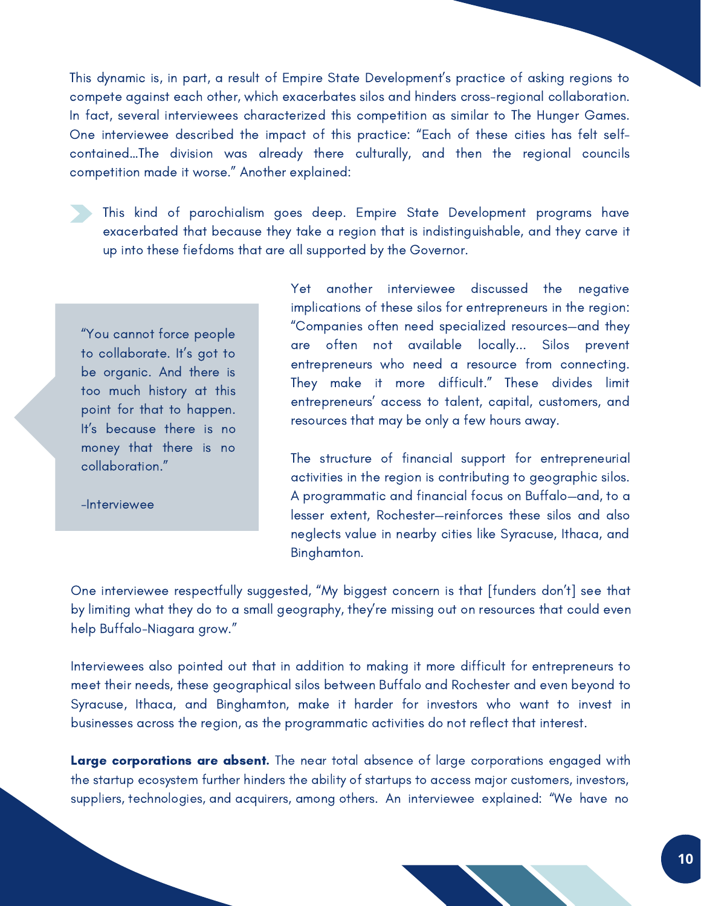This dynamic is, in part, a result of Empire State Development's practice of asking regions to compete against each other, which exacerbates silos and hinders cross-regional collaboration. In fact, several interviewees characterized this competition as similar to The Hunger Games. One interviewee described the impact of this practice: "Each of these cities has felt self-contained...The division was already there culturally, and then the regional councils competition made it worse." Another explained:

> This kind of parochialism goes deep. Empire State Development programs have exacerbated that because they take a region that is indistinguishable, and they carve it up into these fiefdoms that are all supported by the Governor.

> "You cannot force people to collaborate. It's got to be organic. And there is too much history at this point for that to happen. It's because there is no money that there is no collaboration."
>
> -Interviewee

Yet another interviewee discussed the negative implications of these silos for entrepreneurs in the region: "Companies often need specialized resources—and they are often not available locally... Silos prevent entrepreneurs who need a resource from connecting. They make it more difficult." These divides limit entrepreneurs' access to talent, capital, customers, and resources that may be only a few hours away.

The structure of financial support for entrepreneurial activities in the region is contributing to geographic silos. A programmatic and financial focus on Buffalo—and, to a lesser extent, Rochester—reinforces these silos and also neglects value in nearby cities like Syracuse, Ithaca, and Binghamton.

One interviewee respectfully suggested, "My biggest concern is that [funders don't] see that by limiting what they do to a small geography, they're missing out on resources that could even help Buffalo-Niagara grow."

Interviewees also pointed out that in addition to making it more difficult for entrepreneurs to meet their needs, these geographical silos between Buffalo and Rochester and even beyond to Syracuse, Ithaca, and Binghamton, make it harder for investors who want to invest in businesses across the region, as the programmatic activities do not reflect that interest.

**Large corporations are absent.** The near total absence of large corporations engaged with the startup ecosystem further hinders the ability of startups to access major customers, investors, suppliers, technologies, and acquirers, among others. An interviewee explained: "We have no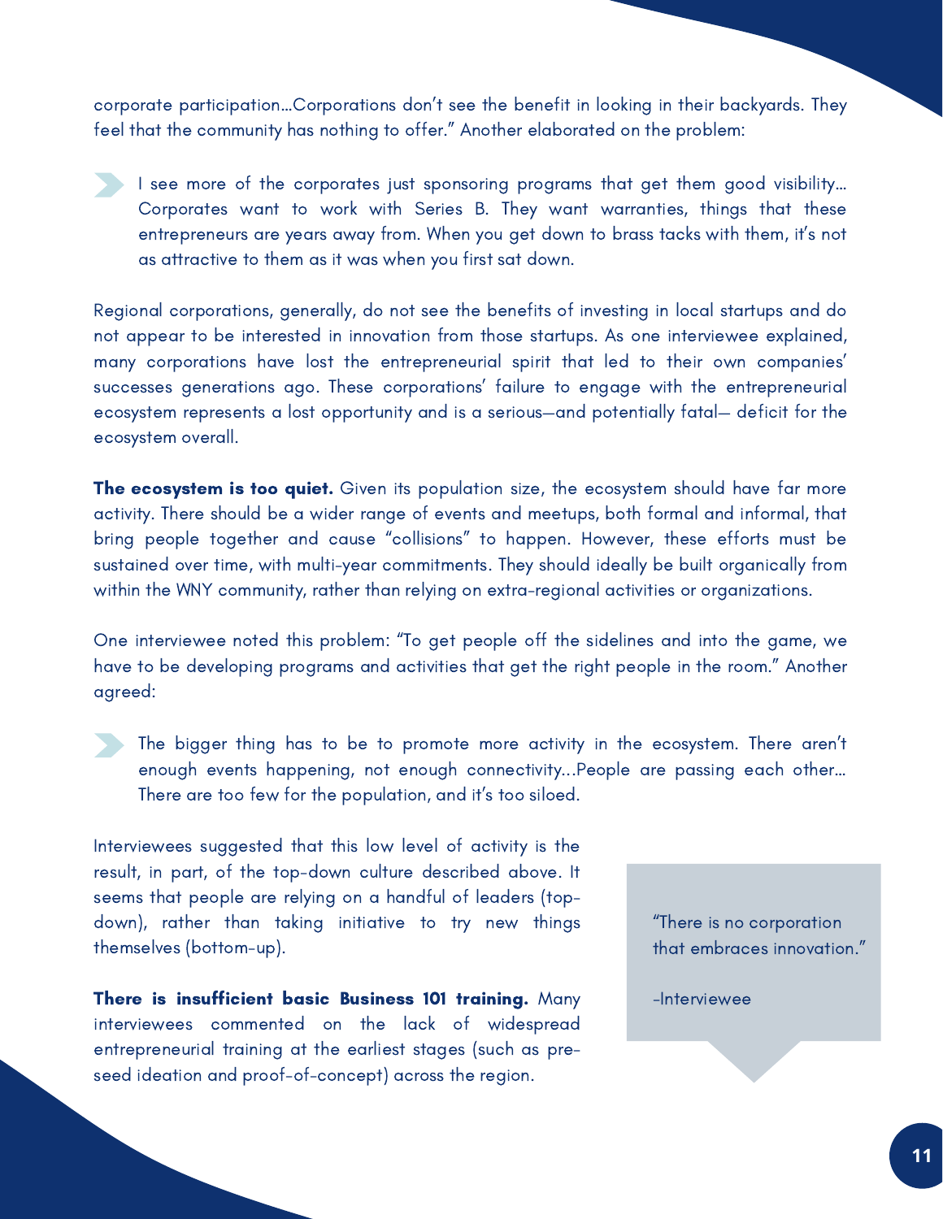corporate participation...Corporations don't see the benefit in looking in their backyards. They feel that the community has nothing to offer." Another elaborated on the problem:

> I see more of the corporates just sponsoring programs that get them good visibility... Corporates want to work with Series B. They want warranties, things that these entrepreneurs are years away from. When you get down to brass tacks with them, it's not as attractive to them as it was when you first sat down.

Regional corporations, generally, do not see the benefits of investing in local startups and do not appear to be interested in innovation from those startups. As one interviewee explained, many corporations have lost the entrepreneurial spirit that led to their own companies' successes generations ago. These corporations' failure to engage with the entrepreneurial ecosystem represents a lost opportunity and is a serious—and potentially fatal— deficit for the ecosystem overall.

**The ecosystem is too quiet.** Given its population size, the ecosystem should have far more activity. There should be a wider range of events and meetups, both formal and informal, that bring people together and cause "collisions" to happen. However, these efforts must be sustained over time, with multi-year commitments. They should ideally be built organically from within the WNY community, rather than relying on extra-regional activities or organizations.

One interviewee noted this problem: "To get people off the sidelines and into the game, we have to be developing programs and activities that get the right people in the room." Another agreed:

> The bigger thing has to be to promote more activity in the ecosystem. There aren't enough events happening, not enough connectivity...People are passing each other... There are too few for the population, and it's too siloed.

Interviewees suggested that this low level of activity is the result, in part, of the top-down culture described above. It seems that people are relying on a handful of leaders (top-down), rather than taking initiative to try new things themselves (bottom-up).

> "There is no corporation that embraces innovation."
>
> -Interviewee

**There is insufficient basic Business 101 training.** Many interviewees commented on the lack of widespread entrepreneurial training at the earliest stages (such as pre-seed ideation and proof-of-concept) across the region.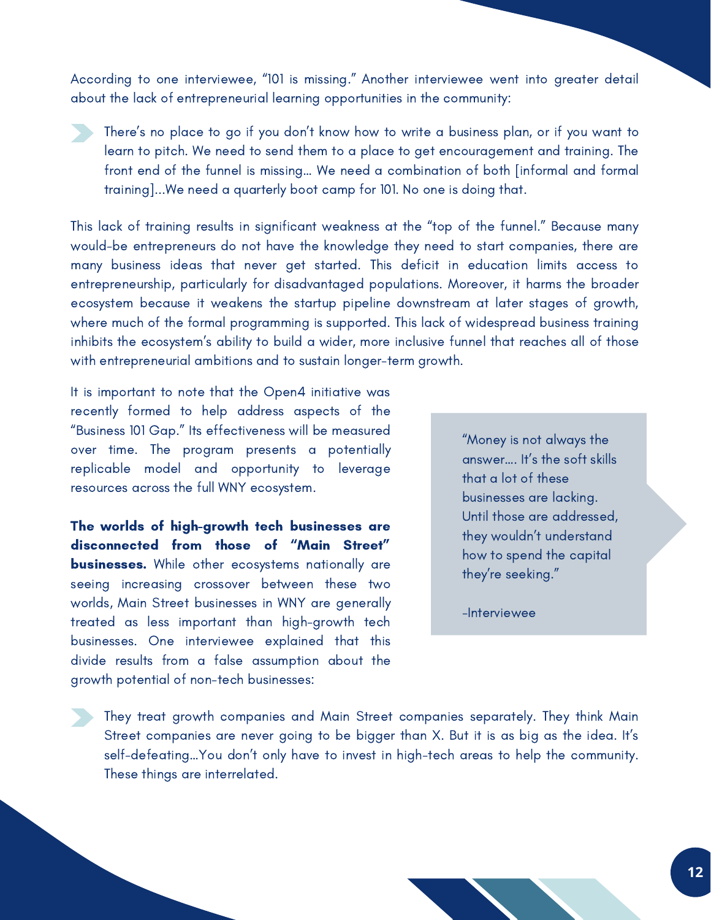According to one interviewee, "101 is missing." Another interviewee went into greater detail about the lack of entrepreneurial learning opportunities in the community:

> There's no place to go if you don't know how to write a business plan, or if you want to learn to pitch. We need to send them to a place to get encouragement and training. The front end of the funnel is missing... We need a combination of both [informal and formal training]...We need a quarterly boot camp for 101. No one is doing that.

This lack of training results in significant weakness at the "top of the funnel." Because many would-be entrepreneurs do not have the knowledge they need to start companies, there are many business ideas that never get started. This deficit in education limits access to entrepreneurship, particularly for disadvantaged populations. Moreover, it harms the broader ecosystem because it weakens the startup pipeline downstream at later stages of growth, where much of the formal programming is supported. This lack of widespread business training inhibits the ecosystem's ability to build a wider, more inclusive funnel that reaches all of those with entrepreneurial ambitions and to sustain longer-term growth.

It is important to note that the Open4 initiative was recently formed to help address aspects of the "Business 101 Gap." Its effectiveness will be measured over time. The program presents a potentially replicable model and opportunity to leverage resources across the full WNY ecosystem.

> "Money is not always the answer.... It's the soft skills that a lot of these businesses are lacking. Until those are addressed, they wouldn't understand how to spend the capital they're seeking."
>
> -Interviewee

**The worlds of high-growth tech businesses are disconnected from those of "Main Street" businesses.** While other ecosystems nationally are seeing increasing crossover between these two worlds, Main Street businesses in WNY are generally treated as less important than high-growth tech businesses. One interviewee explained that this divide results from a false assumption about the growth potential of non-tech businesses:

> They treat growth companies and Main Street companies separately. They think Main Street companies are never going to be bigger than X. But it is as big as the idea. It's self-defeating...You don't only have to invest in high-tech areas to help the community. These things are interrelated.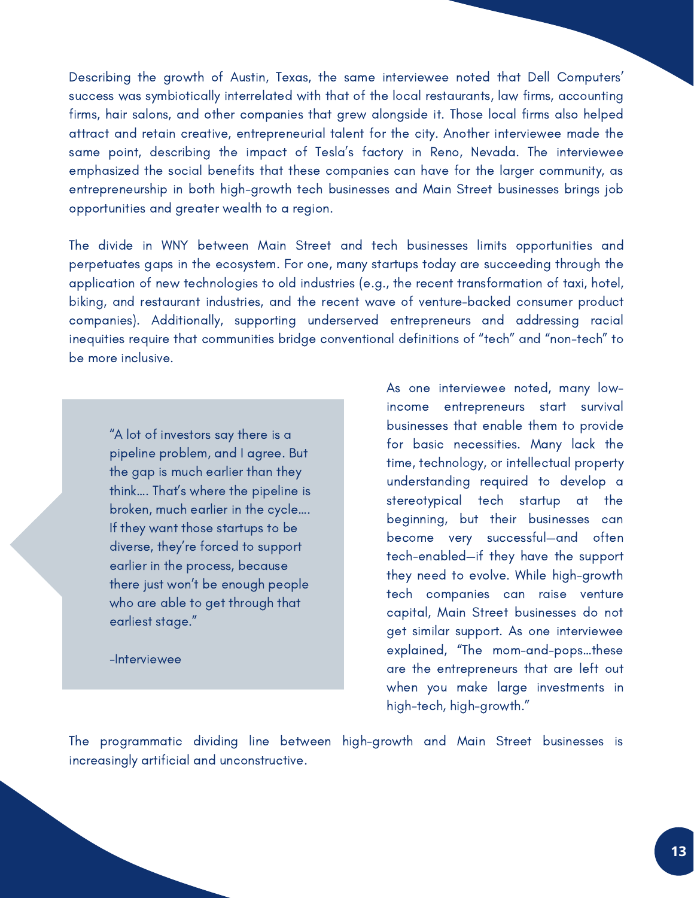Describing the growth of Austin, Texas, the same interviewee noted that Dell Computers' success was symbiotically interrelated with that of the local restaurants, law firms, accounting firms, hair salons, and other companies that grew alongside it. Those local firms also helped attract and retain creative, entrepreneurial talent for the city. Another interviewee made the same point, describing the impact of Tesla's factory in Reno, Nevada. The interviewee emphasized the social benefits that these companies can have for the larger community, as entrepreneurship in both high-growth tech businesses and Main Street businesses brings job opportunities and greater wealth to a region.

The divide in WNY between Main Street and tech businesses limits opportunities and perpetuates gaps in the ecosystem. For one, many startups today are succeeding through the application of new technologies to old industries (e.g., the recent transformation of taxi, hotel, biking, and restaurant industries, and the recent wave of venture-backed consumer product companies). Additionally, supporting underserved entrepreneurs and addressing racial inequities require that communities bridge conventional definitions of "tech" and "non-tech" to be more inclusive.

> "A lot of investors say there is a pipeline problem, and I agree. But the gap is much earlier than they think.... That's where the pipeline is broken, much earlier in the cycle.... If they want those startups to be diverse, they're forced to support earlier in the process, because there just won't be enough people who are able to get through that earliest stage."
>
> -Interviewee

As one interviewee noted, many low-income entrepreneurs start survival businesses that enable them to provide for basic necessities. Many lack the time, technology, or intellectual property understanding required to develop a stereotypical tech startup at the beginning, but their businesses can become very successful—and often tech-enabled—if they have the support they need to evolve. While high-growth tech companies can raise venture capital, Main Street businesses do not get similar support. As one interviewee explained, "The mom-and-pops...these are the entrepreneurs that are left out when you make large investments in high-tech, high-growth."

The programmatic dividing line between high-growth and Main Street businesses is increasingly artificial and unconstructive.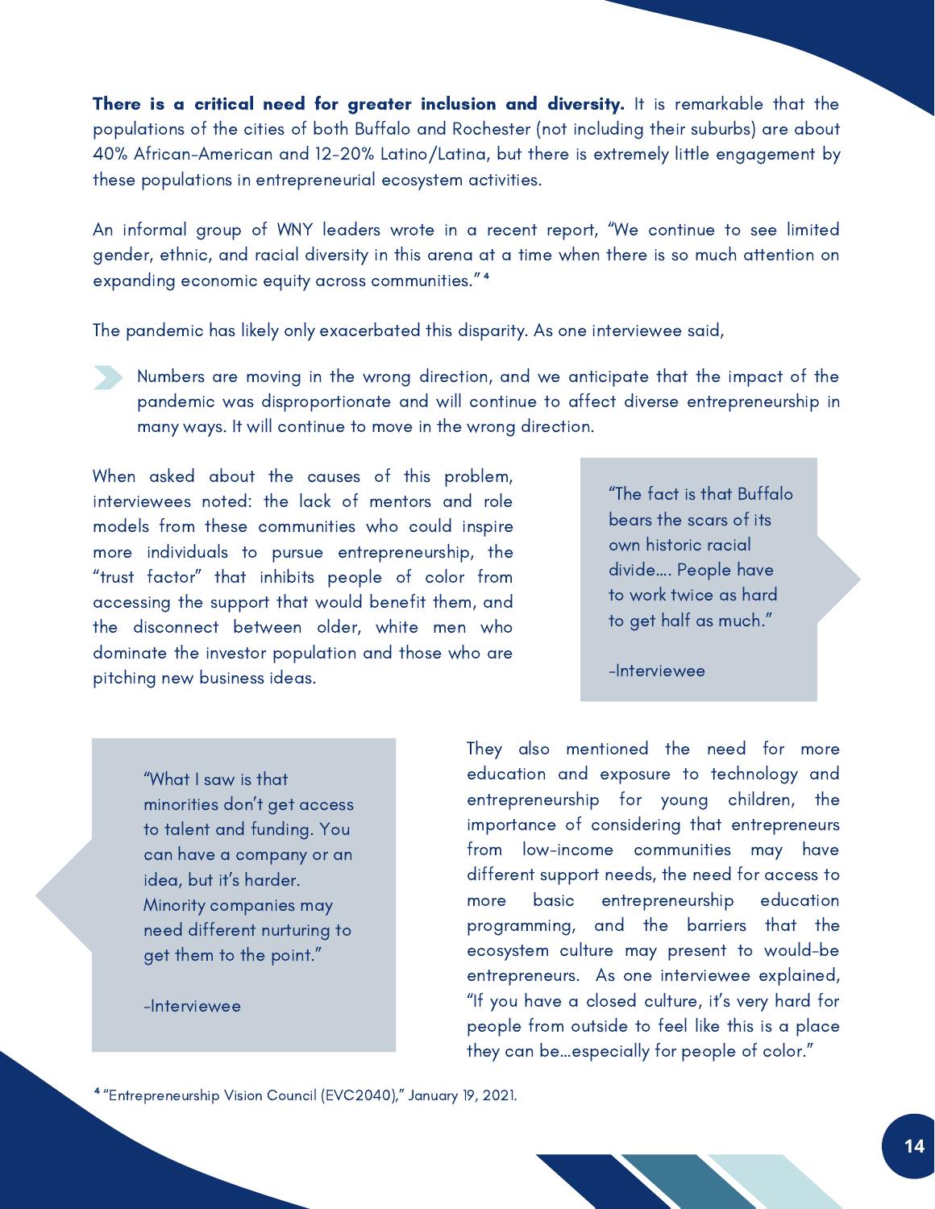**There is a critical need for greater inclusion and diversity.** It is remarkable that the populations of the cities of both Buffalo and Rochester (not including their suburbs) are about 40% African-American and 12-20% Latino/Latina, but there is extremely little engagement by these populations in entrepreneurial ecosystem activities.

An informal group of WNY leaders wrote in a recent report, "We continue to see limited gender, ethnic, and racial diversity in this arena at a time when there is so much attention on expanding economic equity across communities."[4]

The pandemic has likely only exacerbated this disparity. As one interviewee said,

> Numbers are moving in the wrong direction, and we anticipate that the impact of the pandemic was disproportionate and will continue to affect diverse entrepreneurship in many ways. It will continue to move in the wrong direction.

When asked about the causes of this problem, interviewees noted: the lack of mentors and role models from these communities who could inspire more individuals to pursue entrepreneurship, the "trust factor" that inhibits people of color from accessing the support that would benefit them, and the disconnect between older, white men who dominate the investor population and those who are pitching new business ideas.

> "The fact is that Buffalo bears the scars of its own historic racial divide.... People have to work twice as hard to get half as much."
>
> -Interviewee

> "What I saw is that minorities don't get access to talent and funding. You can have a company or an idea, but it's harder. Minority companies may need different nurturing to get them to the point."
>
> -Interviewee

They also mentioned the need for more education and exposure to technology and entrepreneurship for young children, the importance of considering that entrepreneurs from low-income communities may have different support needs, the need for access to more basic entrepreneurship education programming, and the barriers that the ecosystem culture may present to would-be entrepreneurs. As one interviewee explained, "If you have a closed culture, it's very hard for people from outside to feel like this is a place they can be...especially for people of color."

[4] "Entrepreneurship Vision Council (EVC2040)," January 19, 2021.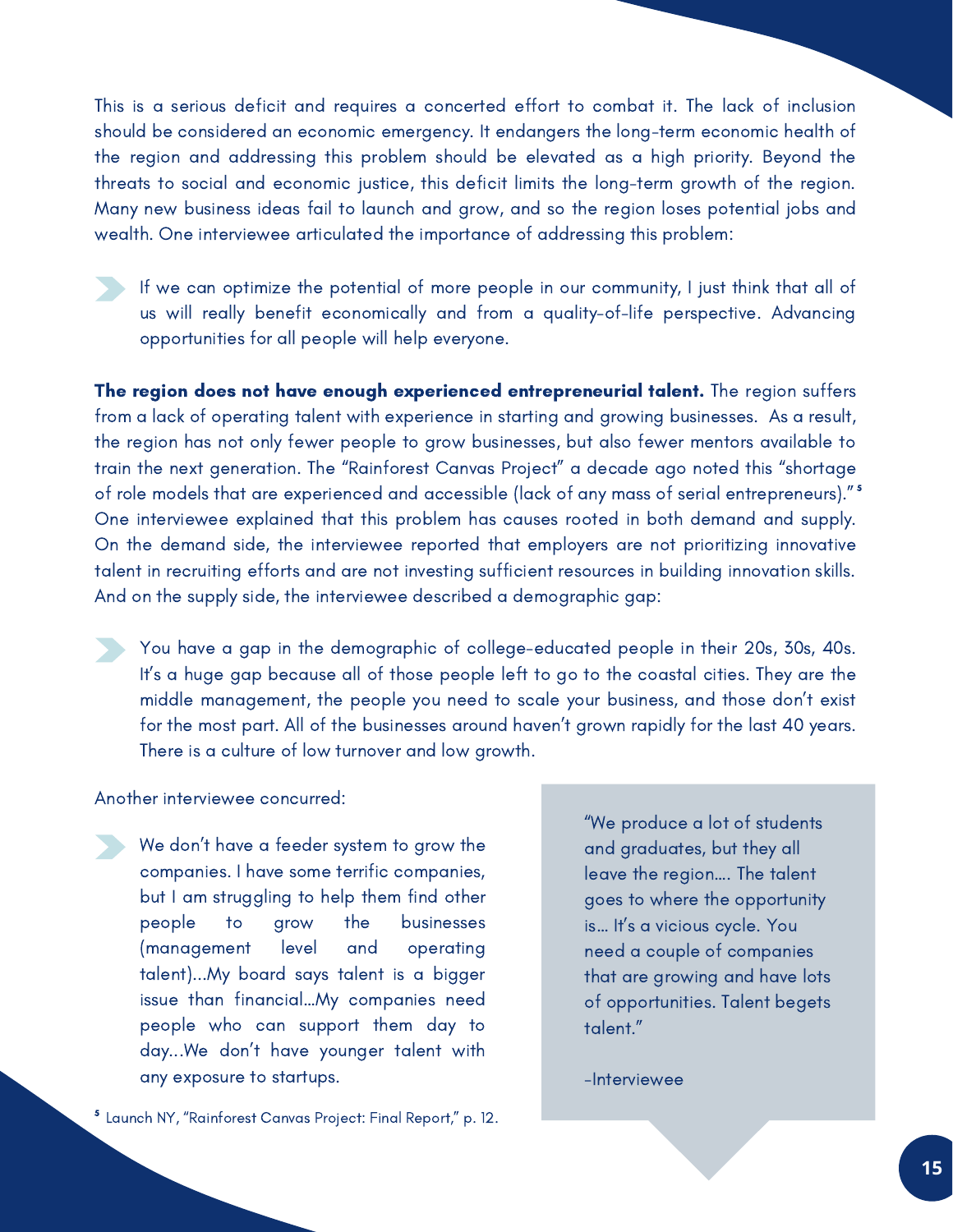This is a serious deficit and requires a concerted effort to combat it. The lack of inclusion should be considered an economic emergency. It endangers the long-term economic health of the region and addressing this problem should be elevated as a high priority. Beyond the threats to social and economic justice, this deficit limits the long-term growth of the region. Many new business ideas fail to launch and grow, and so the region loses potential jobs and wealth. One interviewee articulated the importance of addressing this problem:

> If we can optimize the potential of more people in our community, I just think that all of us will really benefit economically and from a quality-of-life perspective. Advancing opportunities for all people will help everyone.

**The region does not have enough experienced entrepreneurial talent.** The region suffers from a lack of operating talent with experience in starting and growing businesses. As a result, the region has not only fewer people to grow businesses, but also fewer mentors available to train the next generation. The "Rainforest Canvas Project" a decade ago noted this "shortage of role models that are experienced and accessible (lack of any mass of serial entrepreneurs)."[5] One interviewee explained that this problem has causes rooted in both demand and supply. On the demand side, the interviewee reported that employers are not prioritizing innovative talent in recruiting efforts and are not investing sufficient resources in building innovation skills. And on the supply side, the interviewee described a demographic gap:

> You have a gap in the demographic of college-educated people in their 20s, 30s, 40s. It's a huge gap because all of those people left to go to the coastal cities. They are the middle management, the people you need to scale your business, and those don't exist for the most part. All of the businesses around haven't grown rapidly for the last 40 years. There is a culture of low turnover and low growth.

Another interviewee concurred:

> We don't have a feeder system to grow the companies. I have some terrific companies, but I am struggling to help them find other people to grow the businesses (management level and operating talent)...My board says talent is a bigger issue than financial...My companies need people who can support them day to day...We don't have younger talent with any exposure to startups.

> "We produce a lot of students and graduates, but they all leave the region.... The talent goes to where the opportunity is... It's a vicious cycle. You need a couple of companies that are growing and have lots of opportunities. Talent begets talent."
>
> -Interviewee

[5] Launch NY, "Rainforest Canvas Project: Final Report," p. 12.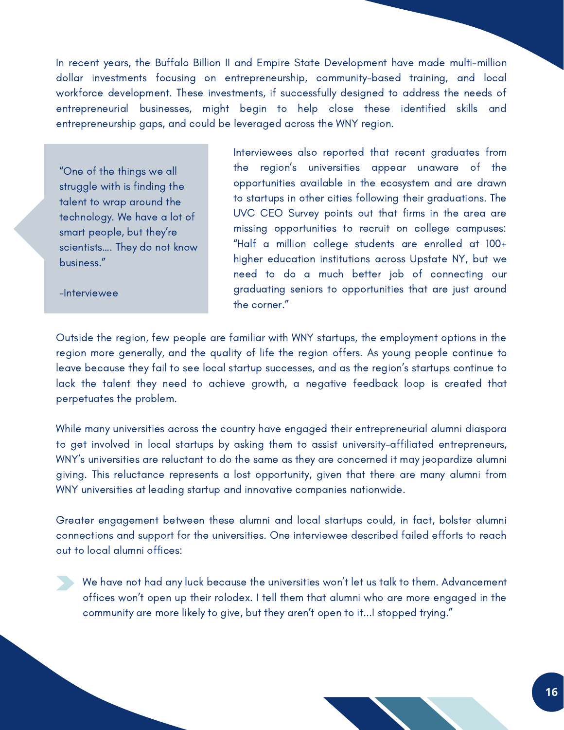In recent years, the Buffalo Billion II and Empire State Development have made multi-million dollar investments focusing on entrepreneurship, community-based training, and local workforce development. These investments, if successfully designed to address the needs of entrepreneurial businesses, might begin to help close these identified skills and entrepreneurship gaps, and could be leveraged across the WNY region.

> "One of the things we all struggle with is finding the talent to wrap around the technology. We have a lot of smart people, but they're scientists…. They do not know business."
>
> -Interviewee

Interviewees also reported that recent graduates from the region's universities appear unaware of the opportunities available in the ecosystem and are drawn to startups in other cities following their graduations. The UVC CEO Survey points out that firms in the area are missing opportunities to recruit on college campuses: "Half a million college students are enrolled at 100+ higher education institutions across Upstate NY, but we need to do a much better job of connecting our graduating seniors to opportunities that are just around the corner."

Outside the region, few people are familiar with WNY startups, the employment options in the region more generally, and the quality of life the region offers. As young people continue to leave because they fail to see local startup successes, and as the region's startups continue to lack the talent they need to achieve growth, a negative feedback loop is created that perpetuates the problem.

While many universities across the country have engaged their entrepreneurial alumni diaspora to get involved in local startups by asking them to assist university-affiliated entrepreneurs, WNY's universities are reluctant to do the same as they are concerned it may jeopardize alumni giving. This reluctance represents a lost opportunity, given that there are many alumni from WNY universities at leading startup and innovative companies nationwide.

Greater engagement between these alumni and local startups could, in fact, bolster alumni connections and support for the universities. One interviewee described failed efforts to reach out to local alumni offices:

> We have not had any luck because the universities won't let us talk to them. Advancement offices won't open up their rolodex. I tell them that alumni who are more engaged in the community are more likely to give, but they aren't open to it…I stopped trying."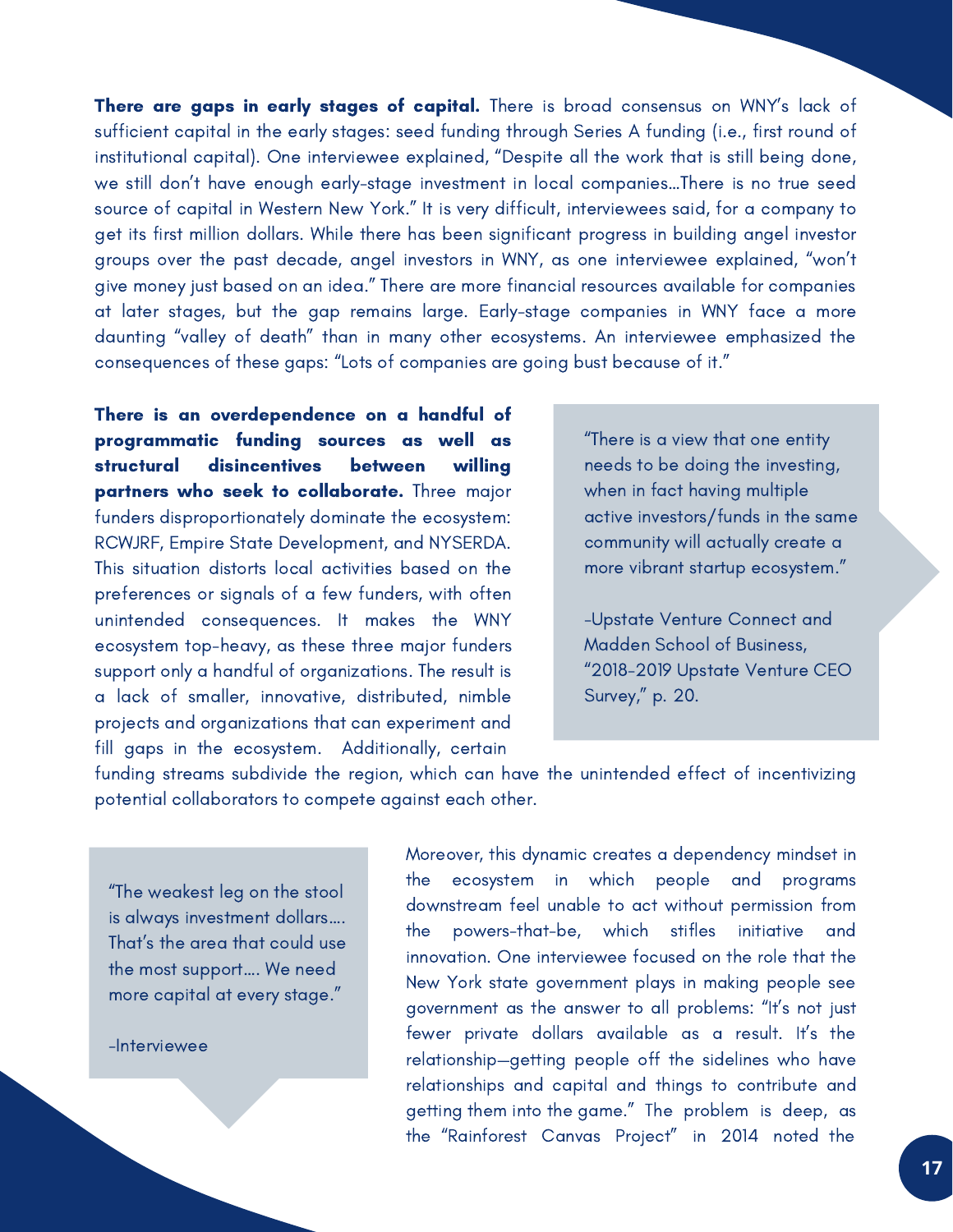**There are gaps in early stages of capital.** There is broad consensus on WNY's lack of sufficient capital in the early stages: seed funding through Series A funding (i.e., first round of institutional capital). One interviewee explained, "Despite all the work that is still being done, we still don't have enough early-stage investment in local companies…There is no true seed source of capital in Western New York." It is very difficult, interviewees said, for a company to get its first million dollars. While there has been significant progress in building angel investor groups over the past decade, angel investors in WNY, as one interviewee explained, "won't give money just based on an idea." There are more financial resources available for companies at later stages, but the gap remains large. Early-stage companies in WNY face a more daunting "valley of death" than in many other ecosystems. An interviewee emphasized the consequences of these gaps: "Lots of companies are going bust because of it."

**There is an overdependence on a handful of programmatic funding sources as well as structural disincentives between willing partners who seek to collaborate.** Three major funders disproportionately dominate the ecosystem: RCWJRF, Empire State Development, and NYSERDA. This situation distorts local activities based on the preferences or signals of a few funders, with often unintended consequences. It makes the WNY ecosystem top-heavy, as these three major funders support only a handful of organizations. The result is a lack of smaller, innovative, distributed, nimble projects and organizations that can experiment and fill gaps in the ecosystem. Additionally, certain funding streams subdivide the region, which can have the unintended effect of incentivizing potential collaborators to compete against each other.

> "There is a view that one entity needs to be doing the investing, when in fact having multiple active investors/funds in the same community will actually create a more vibrant startup ecosystem."
>
> -Upstate Venture Connect and Madden School of Business, "2018-2019 Upstate Venture CEO Survey," p. 20.

> "The weakest leg on the stool is always investment dollars…. That's the area that could use the most support…. We need more capital at every stage."
>
> -Interviewee

Moreover, this dynamic creates a dependency mindset in the ecosystem in which people and programs downstream feel unable to act without permission from the powers-that-be, which stifles initiative and innovation. One interviewee focused on the role that the New York state government plays in making people see government as the answer to all problems: "It's not just fewer private dollars available as a result. It's the relationship—getting people off the sidelines who have relationships and capital and things to contribute and getting them into the game." The problem is deep, as the "Rainforest Canvas Project" in 2014 noted the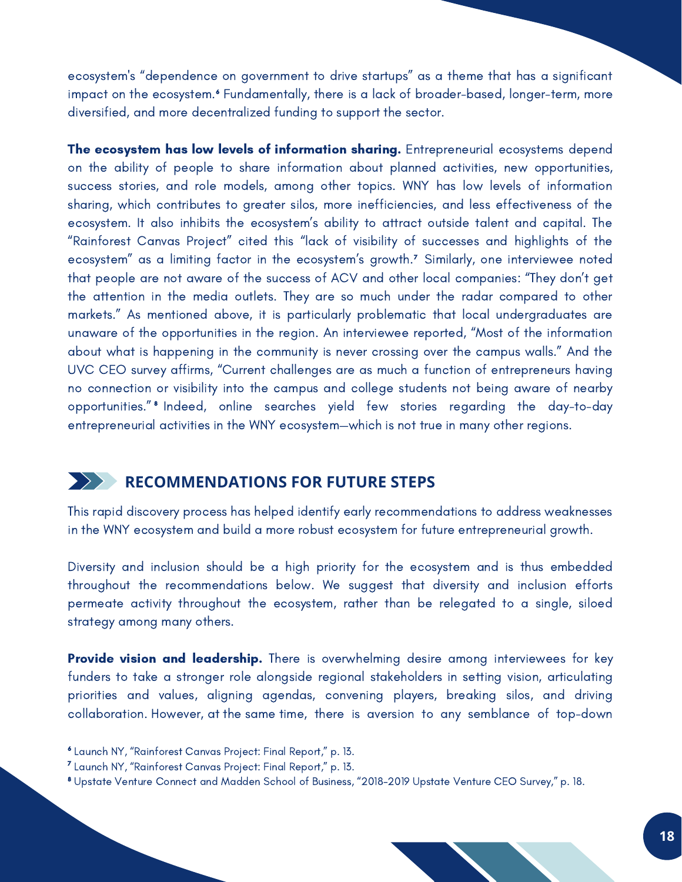ecosystem's "dependence on government to drive startups" as a theme that has a significant impact on the ecosystem.[6] Fundamentally, there is a lack of broader-based, longer-term, more diversified, and more decentralized funding to support the sector.

**The ecosystem has low levels of information sharing.** Entrepreneurial ecosystems depend on the ability of people to share information about planned activities, new opportunities, success stories, and role models, among other topics. WNY has low levels of information sharing, which contributes to greater silos, more inefficiencies, and less effectiveness of the ecosystem. It also inhibits the ecosystem's ability to attract outside talent and capital. The "Rainforest Canvas Project" cited this "lack of visibility of successes and highlights of the ecosystem" as a limiting factor in the ecosystem's growth.[7] Similarly, one interviewee noted that people are not aware of the success of ACV and other local companies: "They don't get the attention in the media outlets. They are so much under the radar compared to other markets." As mentioned above, it is particularly problematic that local undergraduates are unaware of the opportunities in the region. An interviewee reported, "Most of the information about what is happening in the community is never crossing over the campus walls." And the UVC CEO survey affirms, "Current challenges are as much a function of entrepreneurs having no connection or visibility into the campus and college students not being aware of nearby opportunities."[8] Indeed, online searches yield few stories regarding the day-to-day entrepreneurial activities in the WNY ecosystem—which is not true in many other regions.

## RECOMMENDATIONS FOR FUTURE STEPS

This rapid discovery process has helped identify early recommendations to address weaknesses in the WNY ecosystem and build a more robust ecosystem for future entrepreneurial growth.

Diversity and inclusion should be a high priority for the ecosystem and is thus embedded throughout the recommendations below. We suggest that diversity and inclusion efforts permeate activity throughout the ecosystem, rather than be relegated to a single, siloed strategy among many others.

**Provide vision and leadership.** There is overwhelming desire among interviewees for key funders to take a stronger role alongside regional stakeholders in setting vision, articulating priorities and values, aligning agendas, convening players, breaking silos, and driving collaboration. However, at the same time, there is aversion to any semblance of top-down

[6] Launch NY, "Rainforest Canvas Project: Final Report," p. 13.

[7] Launch NY, "Rainforest Canvas Project: Final Report," p. 13.

[8] Upstate Venture Connect and Madden School of Business, "2018-2019 Upstate Venture CEO Survey," p. 18.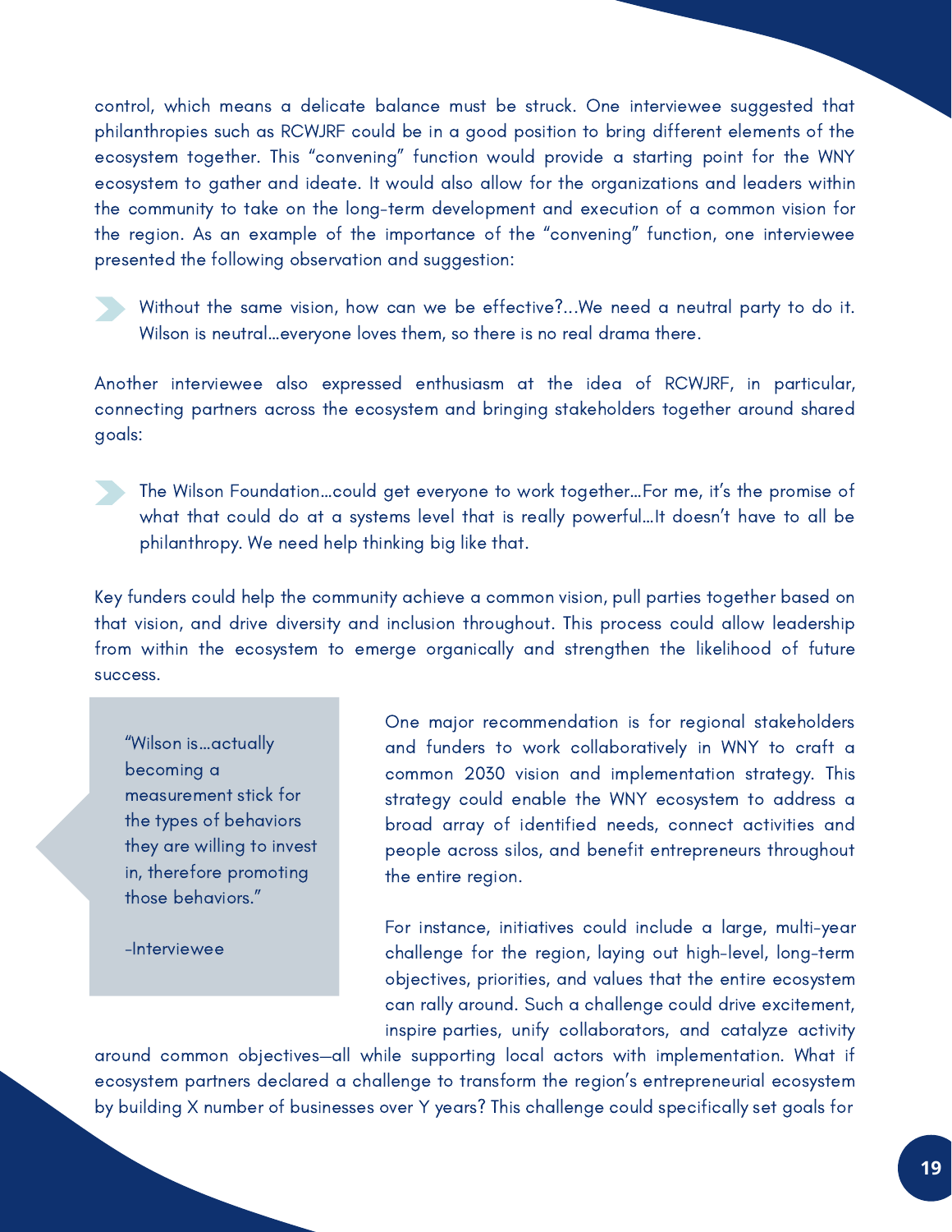control, which means a delicate balance must be struck. One interviewee suggested that philanthropies such as RCWJRF could be in a good position to bring different elements of the ecosystem together. This "convening" function would provide a starting point for the WNY ecosystem to gather and ideate. It would also allow for the organizations and leaders within the community to take on the long-term development and execution of a common vision for the region. As an example of the importance of the "convening" function, one interviewee presented the following observation and suggestion:

> Without the same vision, how can we be effective?...We need a neutral party to do it. Wilson is neutral...everyone loves them, so there is no real drama there.

Another interviewee also expressed enthusiasm at the idea of RCWJRF, in particular, connecting partners across the ecosystem and bringing stakeholders together around shared goals:

> The Wilson Foundation...could get everyone to work together...For me, it's the promise of what that could do at a systems level that is really powerful...It doesn't have to all be philanthropy. We need help thinking big like that.

Key funders could help the community achieve a common vision, pull parties together based on that vision, and drive diversity and inclusion throughout. This process could allow leadership from within the ecosystem to emerge organically and strengthen the likelihood of future success.

> "Wilson is...actually becoming a measurement stick for the types of behaviors they are willing to invest in, therefore promoting those behaviors."
>
> -Interviewee

One major recommendation is for regional stakeholders and funders to work collaboratively in WNY to craft a common 2030 vision and implementation strategy. This strategy could enable the WNY ecosystem to address a broad array of identified needs, connect activities and people across silos, and benefit entrepreneurs throughout the entire region.

For instance, initiatives could include a large, multi-year challenge for the region, laying out high-level, long-term objectives, priorities, and values that the entire ecosystem can rally around. Such a challenge could drive excitement, inspire parties, unify collaborators, and catalyze activity around common objectives—all while supporting local actors with implementation. What if ecosystem partners declared a challenge to transform the region's entrepreneurial ecosystem by building X number of businesses over Y years? This challenge could specifically set goals for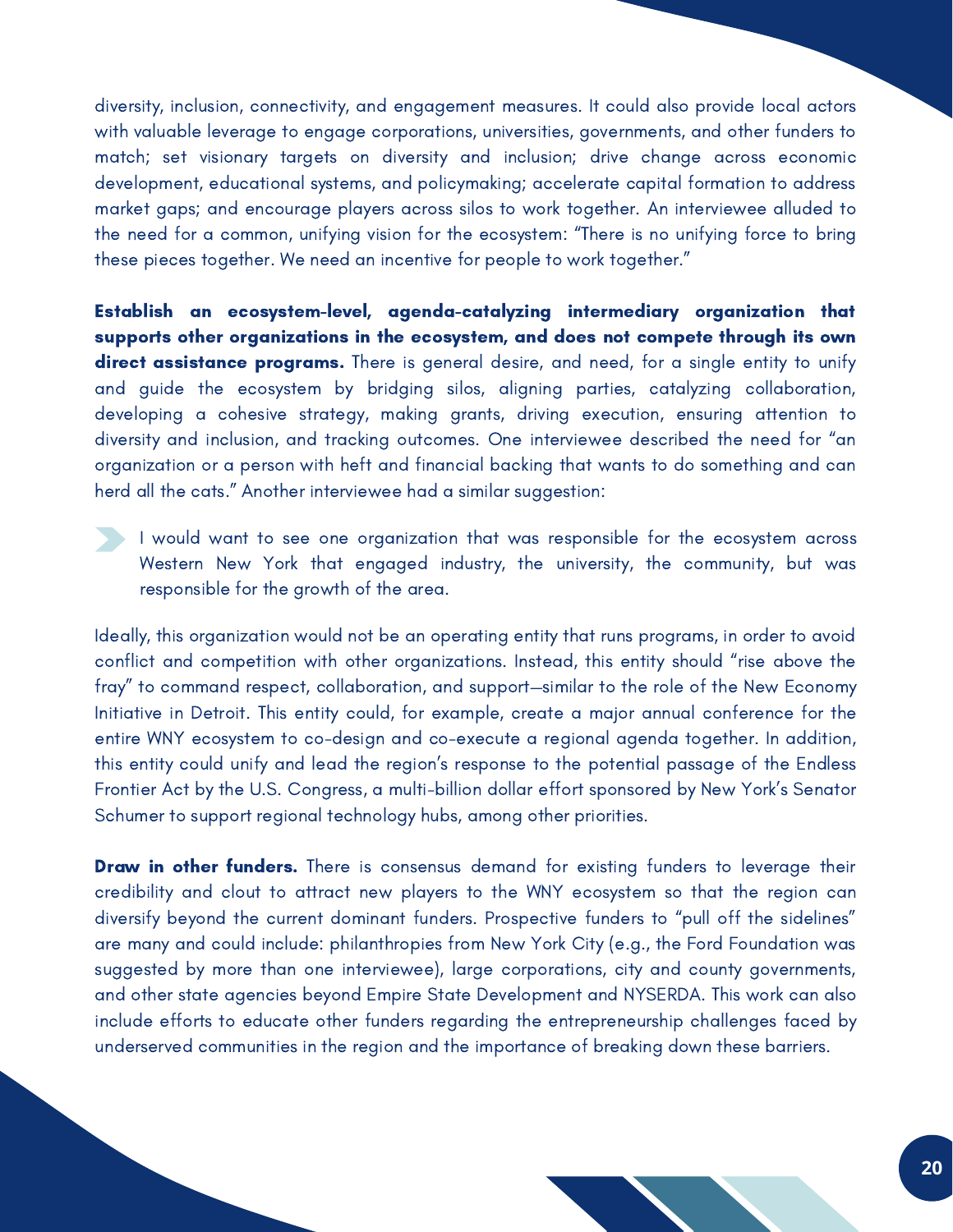diversity, inclusion, connectivity, and engagement measures. It could also provide local actors with valuable leverage to engage corporations, universities, governments, and other funders to match; set visionary targets on diversity and inclusion; drive change across economic development, educational systems, and policymaking; accelerate capital formation to address market gaps; and encourage players across silos to work together. An interviewee alluded to the need for a common, unifying vision for the ecosystem: "There is no unifying force to bring these pieces together. We need an incentive for people to work together."

**Establish an ecosystem-level, agenda-catalyzing intermediary organization that supports other organizations in the ecosystem, and does not compete through its own direct assistance programs.** There is general desire, and need, for a single entity to unify and guide the ecosystem by bridging silos, aligning parties, catalyzing collaboration, developing a cohesive strategy, making grants, driving execution, ensuring attention to diversity and inclusion, and tracking outcomes. One interviewee described the need for "an organization or a person with heft and financial backing that wants to do something and can herd all the cats." Another interviewee had a similar suggestion:

> I would want to see one organization that was responsible for the ecosystem across Western New York that engaged industry, the university, the community, but was responsible for the growth of the area.

Ideally, this organization would not be an operating entity that runs programs, in order to avoid conflict and competition with other organizations. Instead, this entity should "rise above the fray" to command respect, collaboration, and support—similar to the role of the New Economy Initiative in Detroit. This entity could, for example, create a major annual conference for the entire WNY ecosystem to co-design and co-execute a regional agenda together. In addition, this entity could unify and lead the region's response to the potential passage of the Endless Frontier Act by the U.S. Congress, a multi-billion dollar effort sponsored by New York's Senator Schumer to support regional technology hubs, among other priorities.

**Draw in other funders.** There is consensus demand for existing funders to leverage their credibility and clout to attract new players to the WNY ecosystem so that the region can diversify beyond the current dominant funders. Prospective funders to "pull off the sidelines" are many and could include: philanthropies from New York City (e.g., the Ford Foundation was suggested by more than one interviewee), large corporations, city and county governments, and other state agencies beyond Empire State Development and NYSERDA. This work can also include efforts to educate other funders regarding the entrepreneurship challenges faced by underserved communities in the region and the importance of breaking down these barriers.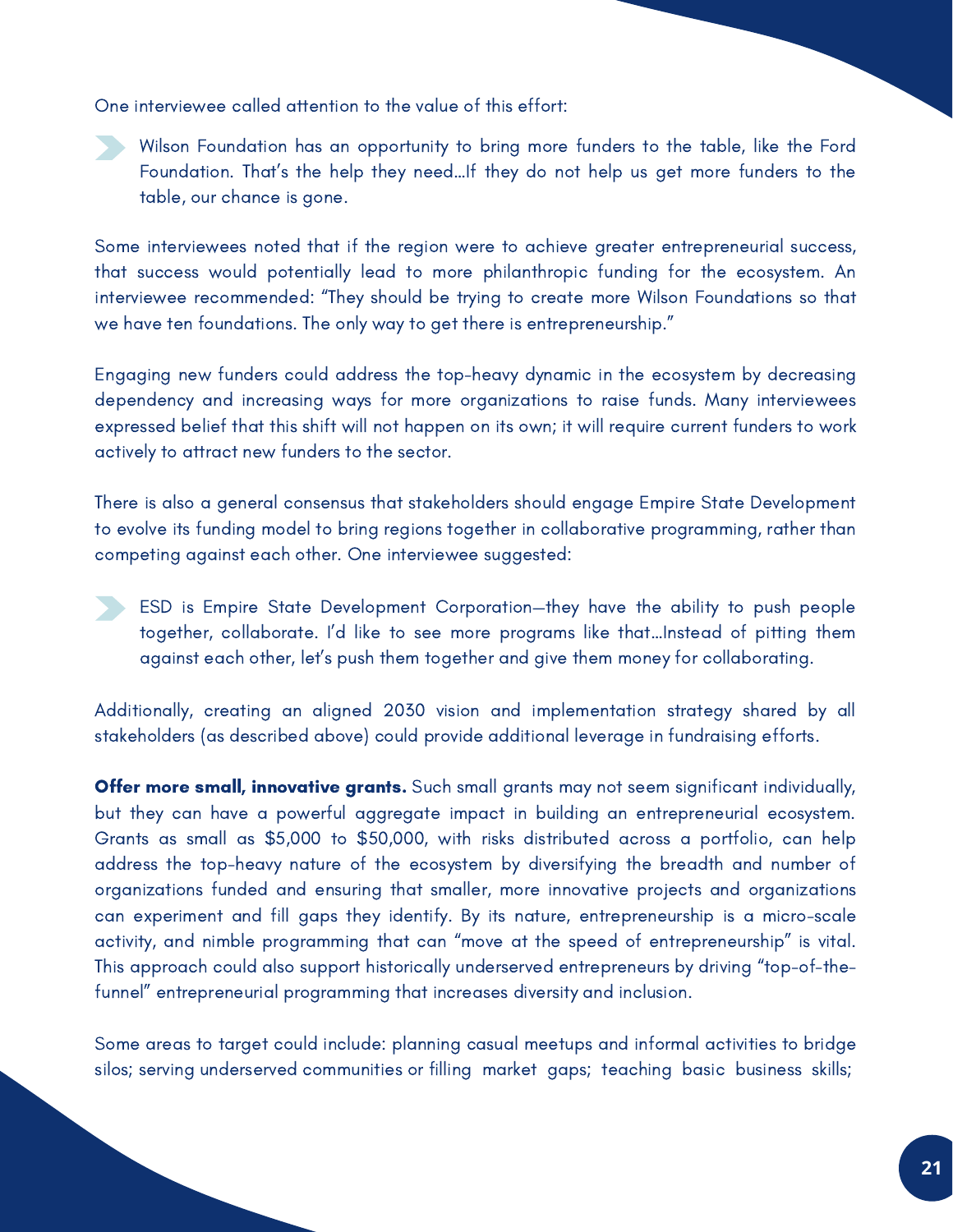One interviewee called attention to the value of this effort:

> Wilson Foundation has an opportunity to bring more funders to the table, like the Ford Foundation. That's the help they need…If they do not help us get more funders to the table, our chance is gone.

Some interviewees noted that if the region were to achieve greater entrepreneurial success, that success would potentially lead to more philanthropic funding for the ecosystem. An interviewee recommended: "They should be trying to create more Wilson Foundations so that we have ten foundations. The only way to get there is entrepreneurship."

Engaging new funders could address the top-heavy dynamic in the ecosystem by decreasing dependency and increasing ways for more organizations to raise funds. Many interviewees expressed belief that this shift will not happen on its own; it will require current funders to work actively to attract new funders to the sector.

There is also a general consensus that stakeholders should engage Empire State Development to evolve its funding model to bring regions together in collaborative programming, rather than competing against each other. One interviewee suggested:

> ESD is Empire State Development Corporation—they have the ability to push people together, collaborate. I'd like to see more programs like that…Instead of pitting them against each other, let's push them together and give them money for collaborating.

Additionally, creating an aligned 2030 vision and implementation strategy shared by all stakeholders (as described above) could provide additional leverage in fundraising efforts.

**Offer more small, innovative grants.** Such small grants may not seem significant individually, but they can have a powerful aggregate impact in building an entrepreneurial ecosystem. Grants as small as $5,000 to $50,000, with risks distributed across a portfolio, can help address the top-heavy nature of the ecosystem by diversifying the breadth and number of organizations funded and ensuring that smaller, more innovative projects and organizations can experiment and fill gaps they identify. By its nature, entrepreneurship is a micro-scale activity, and nimble programming that can "move at the speed of entrepreneurship" is vital. This approach could also support historically underserved entrepreneurs by driving "top-of-the-funnel" entrepreneurial programming that increases diversity and inclusion.

Some areas to target could include: planning casual meetups and informal activities to bridge silos; serving underserved communities or filling market gaps; teaching basic business skills;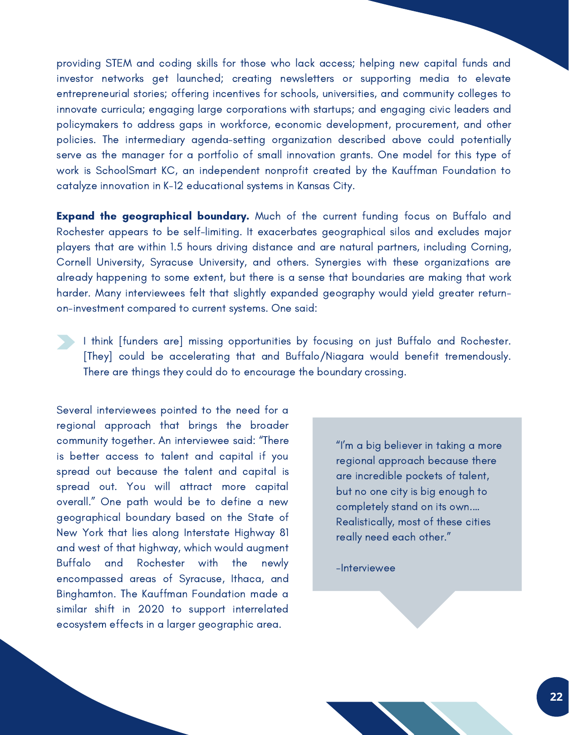providing STEM and coding skills for those who lack access; helping new capital funds and investor networks get launched; creating newsletters or supporting media to elevate entrepreneurial stories; offering incentives for schools, universities, and community colleges to innovate curricula; engaging large corporations with startups; and engaging civic leaders and policymakers to address gaps in workforce, economic development, procurement, and other policies. The intermediary agenda-setting organization described above could potentially serve as the manager for a portfolio of small innovation grants. One model for this type of work is SchoolSmart KC, an independent nonprofit created by the Kauffman Foundation to catalyze innovation in K-12 educational systems in Kansas City.

**Expand the geographical boundary.** Much of the current funding focus on Buffalo and Rochester appears to be self-limiting. It exacerbates geographical silos and excludes major players that are within 1.5 hours driving distance and are natural partners, including Corning, Cornell University, Syracuse University, and others. Synergies with these organizations are already happening to some extent, but there is a sense that boundaries are making that work harder. Many interviewees felt that slightly expanded geography would yield greater return-on-investment compared to current systems. One said:

> I think [funders are] missing opportunities by focusing on just Buffalo and Rochester. [They] could be accelerating that and Buffalo/Niagara would benefit tremendously. There are things they could do to encourage the boundary crossing.

Several interviewees pointed to the need for a regional approach that brings the broader community together. An interviewee said: "There is better access to talent and capital if you spread out because the talent and capital is spread out. You will attract more capital overall." One path would be to define a new geographical boundary based on the State of New York that lies along Interstate Highway 81 and west of that highway, which would augment Buffalo and Rochester with the newly encompassed areas of Syracuse, Ithaca, and Binghamton. The Kauffman Foundation made a similar shift in 2020 to support interrelated ecosystem effects in a larger geographic area.

> "I'm a big believer in taking a more regional approach because there are incredible pockets of talent, but no one city is big enough to completely stand on its own.... Realistically, most of these cities really need each other."
>
> -Interviewee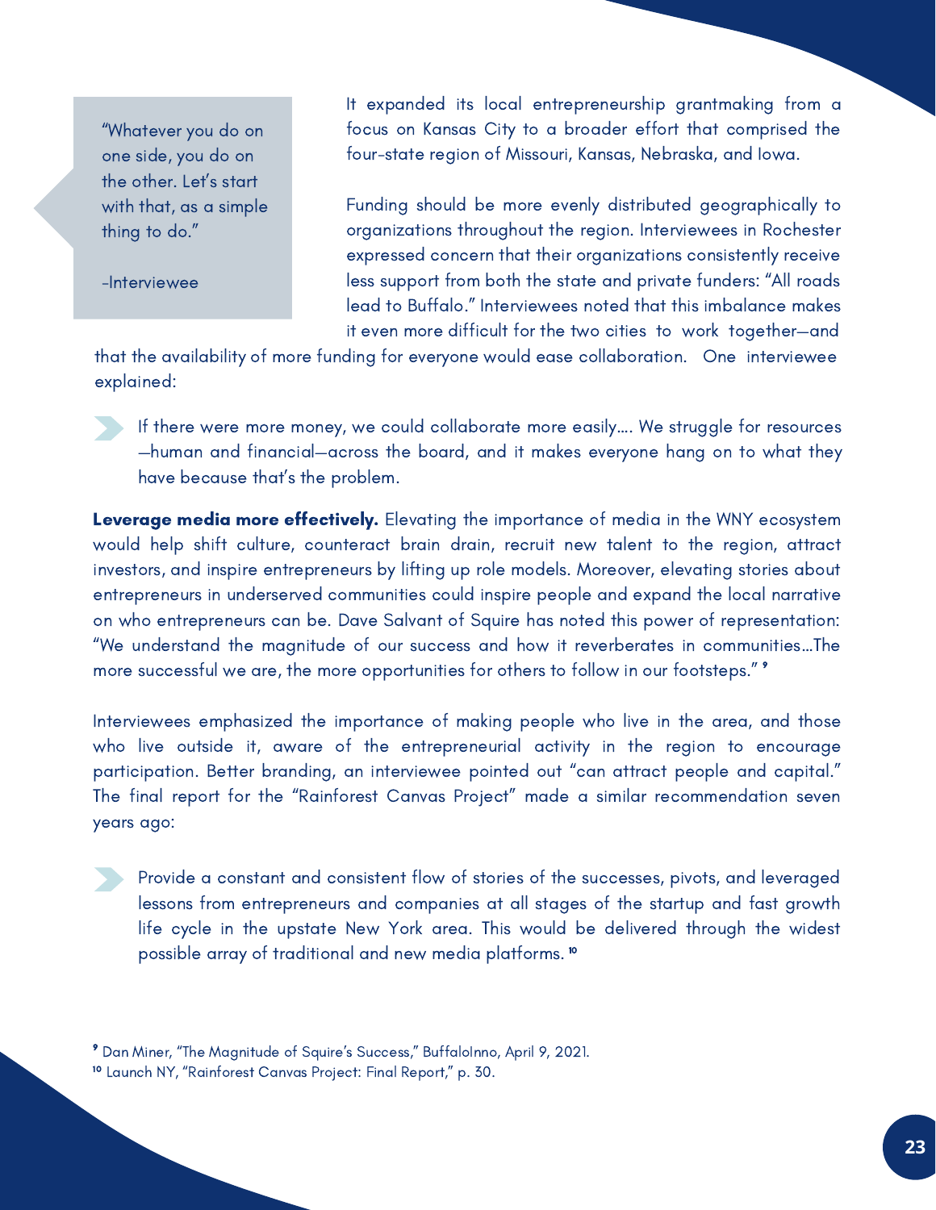> "Whatever you do on one side, you do on the other. Let's start with that, as a simple thing to do."
>
> -Interviewee

It expanded its local entrepreneurship grantmaking from a focus on Kansas City to a broader effort that comprised the four-state region of Missouri, Kansas, Nebraska, and Iowa.

Funding should be more evenly distributed geographically to organizations throughout the region. Interviewees in Rochester expressed concern that their organizations consistently receive less support from both the state and private funders: "All roads lead to Buffalo." Interviewees noted that this imbalance makes it even more difficult for the two cities to work together—and that the availability of more funding for everyone would ease collaboration. One interviewee explained:

> If there were more money, we could collaborate more easily.... We struggle for resources—human and financial—across the board, and it makes everyone hang on to what they have because that's the problem.

**Leverage media more effectively.** Elevating the importance of media in the WNY ecosystem would help shift culture, counteract brain drain, recruit new talent to the region, attract investors, and inspire entrepreneurs by lifting up role models. Moreover, elevating stories about entrepreneurs in underserved communities could inspire people and expand the local narrative on who entrepreneurs can be. Dave Salvant of Squire has noted this power of representation: "We understand the magnitude of our success and how it reverberates in communities...The more successful we are, the more opportunities for others to follow in our footsteps." [9]

Interviewees emphasized the importance of making people who live in the area, and those who live outside it, aware of the entrepreneurial activity in the region to encourage participation. Better branding, an interviewee pointed out "can attract people and capital." The final report for the "Rainforest Canvas Project" made a similar recommendation seven years ago:

> Provide a constant and consistent flow of stories of the successes, pivots, and leveraged lessons from entrepreneurs and companies at all stages of the startup and fast growth life cycle in the upstate New York area. This would be delivered through the widest possible array of traditional and new media platforms. [10]

---

[9] Dan Miner, "The Magnitude of Squire's Success," BuffaloInno, April 9, 2021.

[10] Launch NY, "Rainforest Canvas Project: Final Report," p. 30.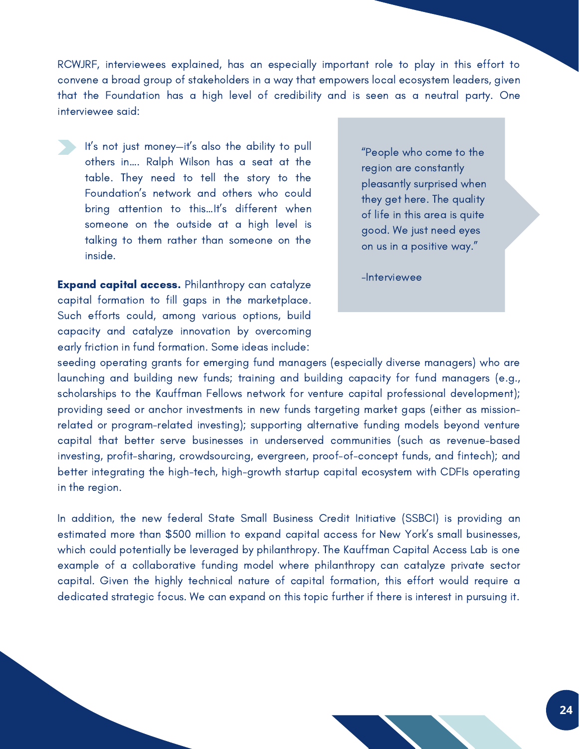RCWJRF, interviewees explained, has an especially important role to play in this effort to convene a broad group of stakeholders in a way that empowers local ecosystem leaders, given that the Foundation has a high level of credibility and is seen as a neutral party. One interviewee said:

> It's not just money—it's also the ability to pull others in…. Ralph Wilson has a seat at the table. They need to tell the story to the Foundation's network and others who could bring attention to this…It's different when someone on the outside at a high level is talking to them rather than someone on the inside.

> "People who come to the region are constantly pleasantly surprised when they get here. The quality of life in this area is quite good. We just need eyes on us in a positive way."
>
> -Interviewee

**Expand capital access.** Philanthropy can catalyze capital formation to fill gaps in the marketplace. Such efforts could, among various options, build capacity and catalyze innovation by overcoming early friction in fund formation. Some ideas include: seeding operating grants for emerging fund managers (especially diverse managers) who are launching and building new funds; training and building capacity for fund managers (e.g., scholarships to the Kauffman Fellows network for venture capital professional development); providing seed or anchor investments in new funds targeting market gaps (either as mission-related or program-related investing); supporting alternative funding models beyond venture capital that better serve businesses in underserved communities (such as revenue-based investing, profit-sharing, crowdsourcing, evergreen, proof-of-concept funds, and fintech); and better integrating the high-tech, high-growth startup capital ecosystem with CDFIs operating in the region.

In addition, the new federal State Small Business Credit Initiative (SSBCI) is providing an estimated more than $500 million to expand capital access for New York's small businesses, which could potentially be leveraged by philanthropy. The Kauffman Capital Access Lab is one example of a collaborative funding model where philanthropy can catalyze private sector capital. Given the highly technical nature of capital formation, this effort would require a dedicated strategic focus. We can expand on this topic further if there is interest in pursuing it.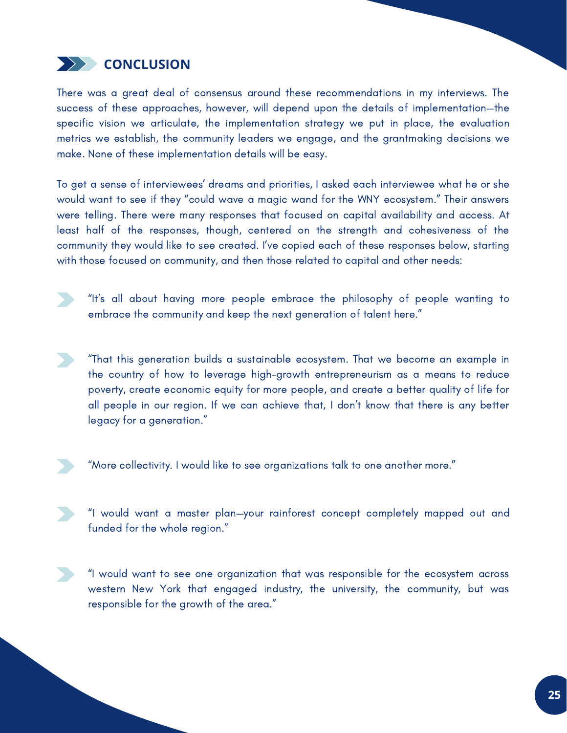## CONCLUSION

There was a great deal of consensus around these recommendations in my interviews. The success of these approaches, however, will depend upon the details of implementation—the specific vision we articulate, the implementation strategy we put in place, the evaluation metrics we establish, the community leaders we engage, and the grantmaking decisions we make. None of these implementation details will be easy.

To get a sense of interviewees' dreams and priorities, I asked each interviewee what he or she would want to see if they "could wave a magic wand for the WNY ecosystem." Their answers were telling. There were many responses that focused on capital availability and access. At least half of the responses, though, centered on the strength and cohesiveness of the community they would like to see created. I've copied each of these responses below, starting with those focused on community, and then those related to capital and other needs:

- "It's all about having more people embrace the philosophy of people wanting to embrace the community and keep the next generation of talent here."

- "That this generation builds a sustainable ecosystem. That we become an example in the country of how to leverage high-growth entrepreneurism as a means to reduce poverty, create economic equity for more people, and create a better quality of life for all people in our region. If we can achieve that, I don't know that there is any better legacy for a generation."

- "More collectivity. I would like to see organizations talk to one another more."

- "I would want a master plan—your rainforest concept completely mapped out and funded for the whole region."

- "I would want to see one organization that was responsible for the ecosystem across western New York that engaged industry, the university, the community, but was responsible for the growth of the area."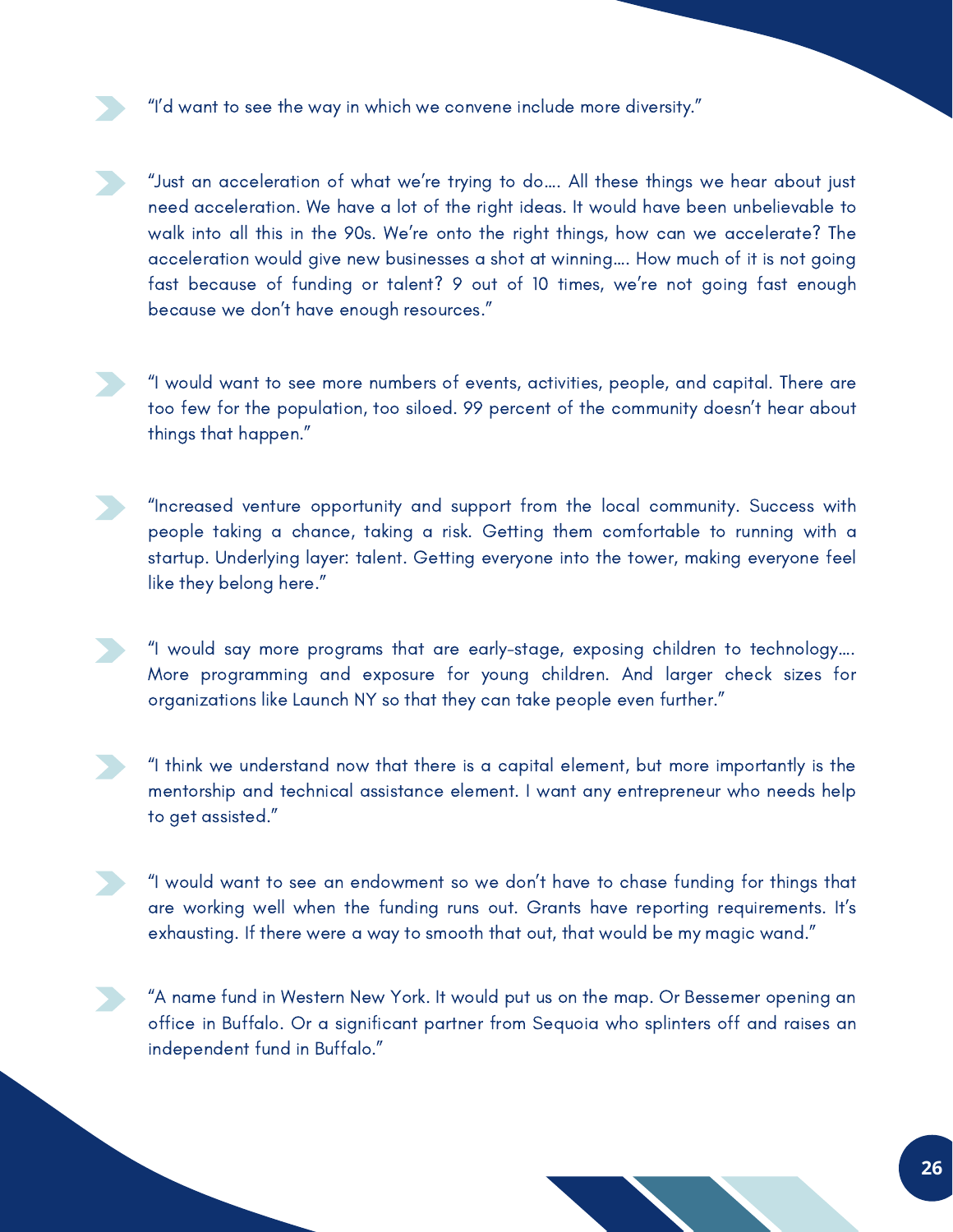- "I'd want to see the way in which we convene include more diversity."

- "Just an acceleration of what we're trying to do…. All these things we hear about just need acceleration. We have a lot of the right ideas. It would have been unbelievable to walk into all this in the 90s. We're onto the right things, how can we accelerate? The acceleration would give new businesses a shot at winning…. How much of it is not going fast because of funding or talent? 9 out of 10 times, we're not going fast enough because we don't have enough resources."

- "I would want to see more numbers of events, activities, people, and capital. There are too few for the population, too siloed. 99 percent of the community doesn't hear about things that happen."

- "Increased venture opportunity and support from the local community. Success with people taking a chance, taking a risk. Getting them comfortable to running with a startup. Underlying layer: talent. Getting everyone into the tower, making everyone feel like they belong here."

- "I would say more programs that are early-stage, exposing children to technology…. More programming and exposure for young children. And larger check sizes for organizations like Launch NY so that they can take people even further."

- "I think we understand now that there is a capital element, but more importantly is the mentorship and technical assistance element. I want any entrepreneur who needs help to get assisted."

- "I would want to see an endowment so we don't have to chase funding for things that are working well when the funding runs out. Grants have reporting requirements. It's exhausting. If there were a way to smooth that out, that would be my magic wand."

- "A name fund in Western New York. It would put us on the map. Or Bessemer opening an office in Buffalo. Or a significant partner from Sequoia who splinters off and raises an independent fund in Buffalo."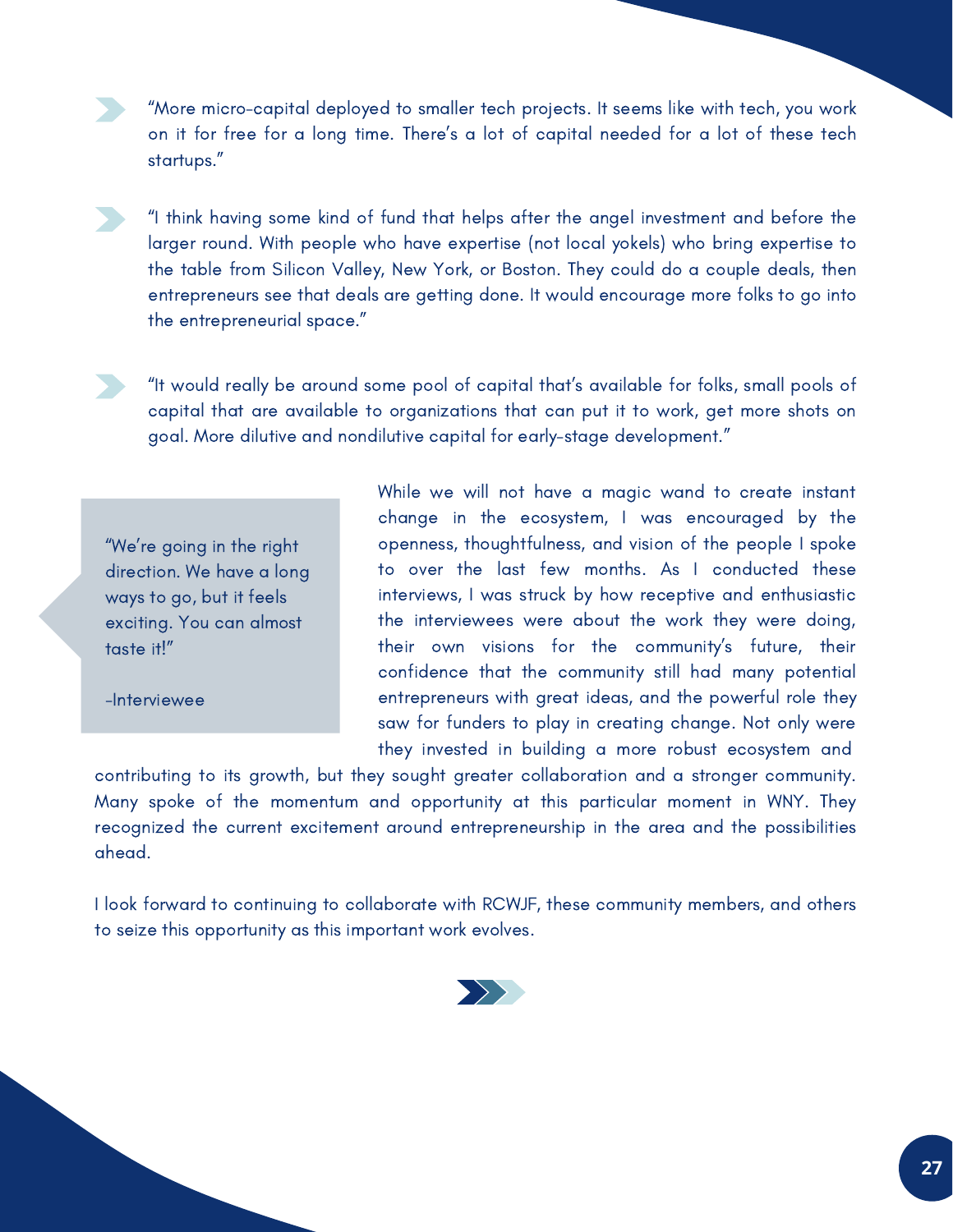- "More micro-capital deployed to smaller tech projects. It seems like with tech, you work on it for free for a long time. There's a lot of capital needed for a lot of these tech startups."

- "I think having some kind of fund that helps after the angel investment and before the larger round. With people who have expertise (not local yokels) who bring expertise to the table from Silicon Valley, New York, or Boston. They could do a couple deals, then entrepreneurs see that deals are getting done. It would encourage more folks to go into the entrepreneurial space."

- "It would really be around some pool of capital that's available for folks, small pools of capital that are available to organizations that can put it to work, get more shots on goal. More dilutive and nondilutive capital for early-stage development."

> "We're going in the right direction. We have a long ways to go, but it feels exciting. You can almost taste it!"
>
> -Interviewee

While we will not have a magic wand to create instant change in the ecosystem, I was encouraged by the openness, thoughtfulness, and vision of the people I spoke to over the last few months. As I conducted these interviews, I was struck by how receptive and enthusiastic the interviewees were about the work they were doing, their own visions for the community's future, their confidence that the community still had many potential entrepreneurs with great ideas, and the powerful role they saw for funders to play in creating change. Not only were they invested in building a more robust ecosystem and contributing to its growth, but they sought greater collaboration and a stronger community. Many spoke of the momentum and opportunity at this particular moment in WNY. They recognized the current excitement around entrepreneurship in the area and the possibilities ahead.

I look forward to continuing to collaborate with RCWJF, these community members, and others to seize this opportunity as this important work evolves.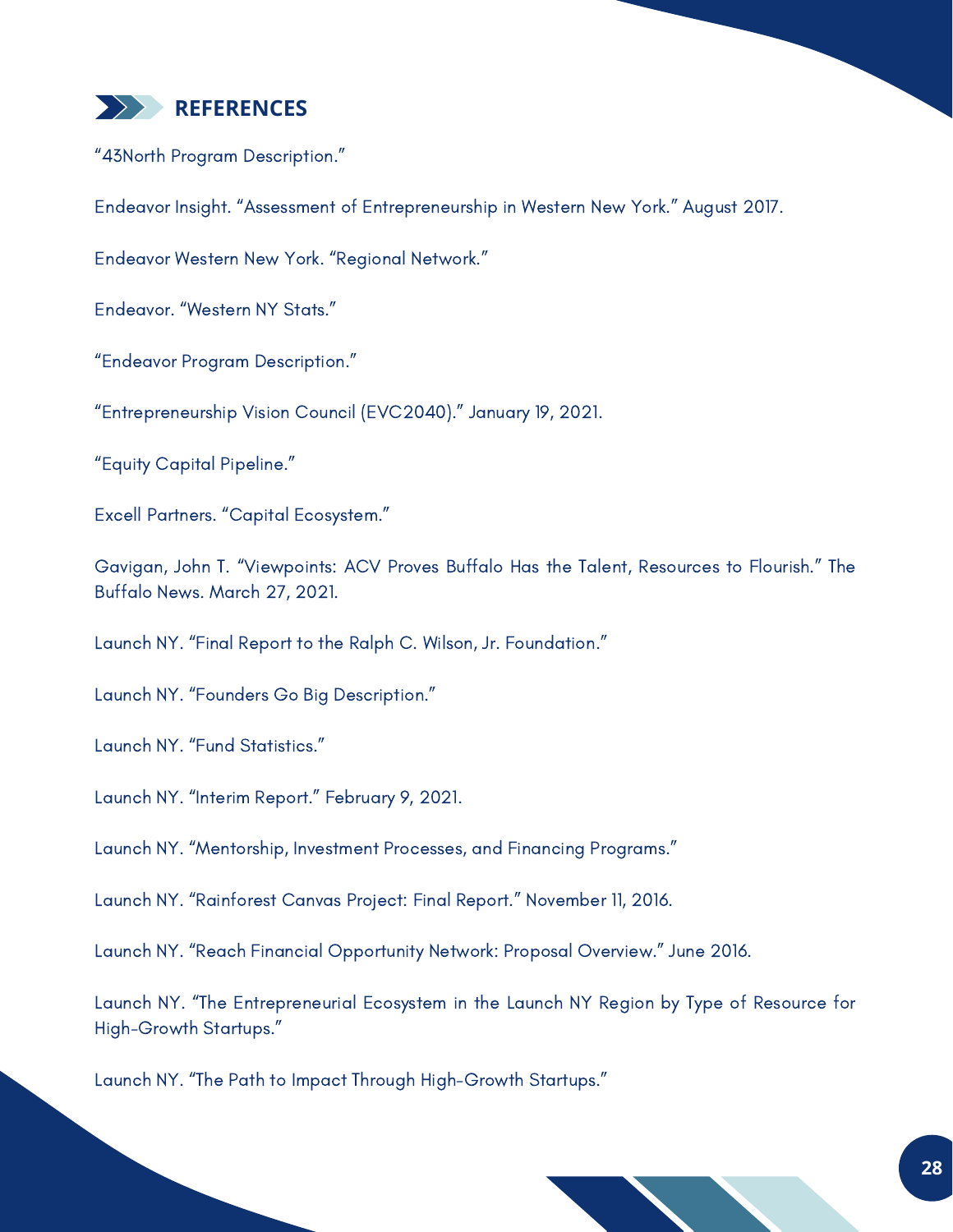## REFERENCES

"43North Program Description."

Endeavor Insight. "Assessment of Entrepreneurship in Western New York." August 2017.

Endeavor Western New York. "Regional Network."

Endeavor. "Western NY Stats."

"Endeavor Program Description."

"Entrepreneurship Vision Council (EVC2040)." January 19, 2021.

"Equity Capital Pipeline."

Excell Partners. "Capital Ecosystem."

Gavigan, John T. "Viewpoints: ACV Proves Buffalo Has the Talent, Resources to Flourish." The Buffalo News. March 27, 2021.

Launch NY. "Final Report to the Ralph C. Wilson, Jr. Foundation."

Launch NY. "Founders Go Big Description."

Launch NY. "Fund Statistics."

Launch NY. "Interim Report." February 9, 2021.

Launch NY. "Mentorship, Investment Processes, and Financing Programs."

Launch NY. "Rainforest Canvas Project: Final Report." November 11, 2016.

Launch NY. "Reach Financial Opportunity Network: Proposal Overview." June 2016.

Launch NY. "The Entrepreneurial Ecosystem in the Launch NY Region by Type of Resource for High-Growth Startups."

Launch NY. "The Path to Impact Through High-Growth Startups."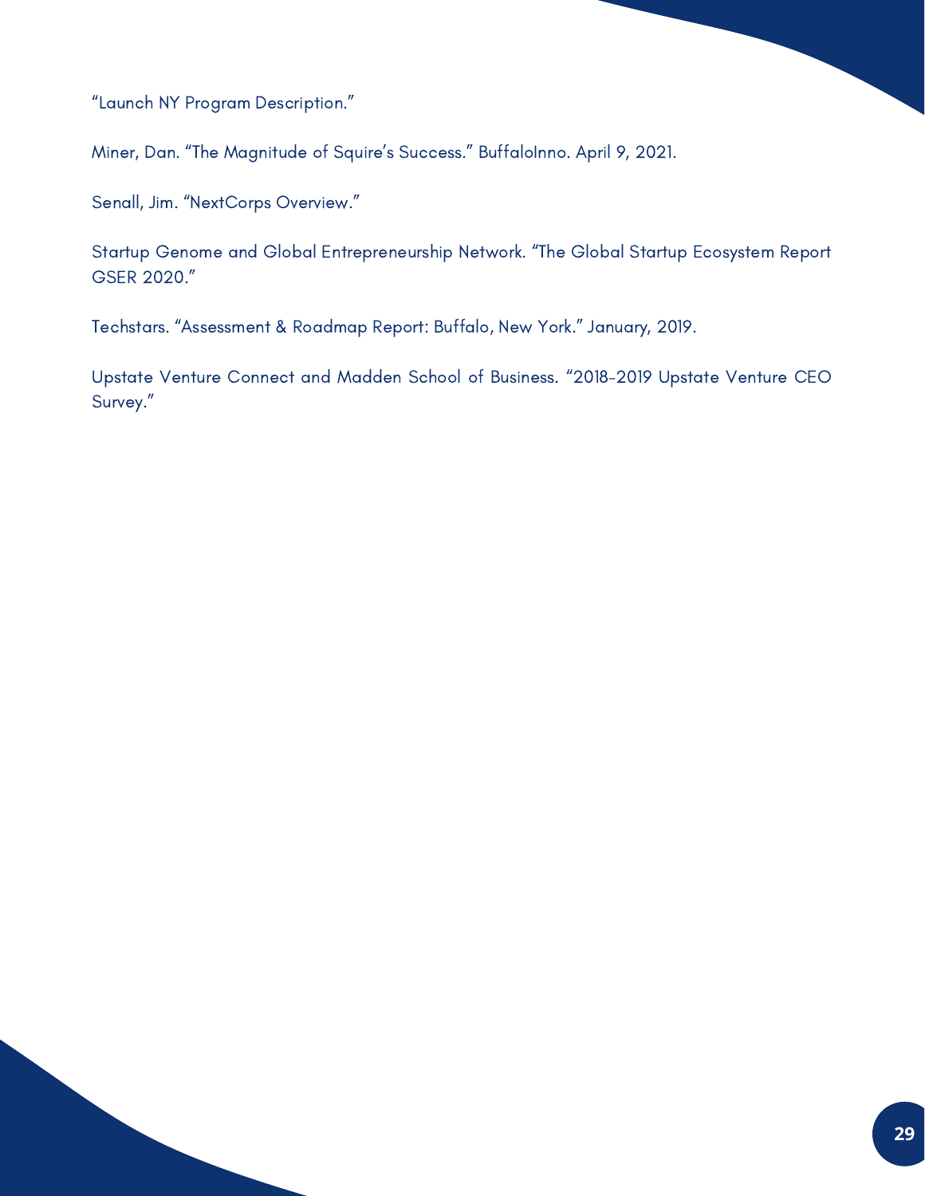"Launch NY Program Description."

Miner, Dan. "The Magnitude of Squire's Success." BuffaloInno. April 9, 2021.

Senall, Jim. "NextCorps Overview."

Startup Genome and Global Entrepreneurship Network. "The Global Startup Ecosystem Report GSER 2020."

Techstars. "Assessment & Roadmap Report: Buffalo, New York." January, 2019.

Upstate Venture Connect and Madden School of Business. "2018-2019 Upstate Venture CEO Survey."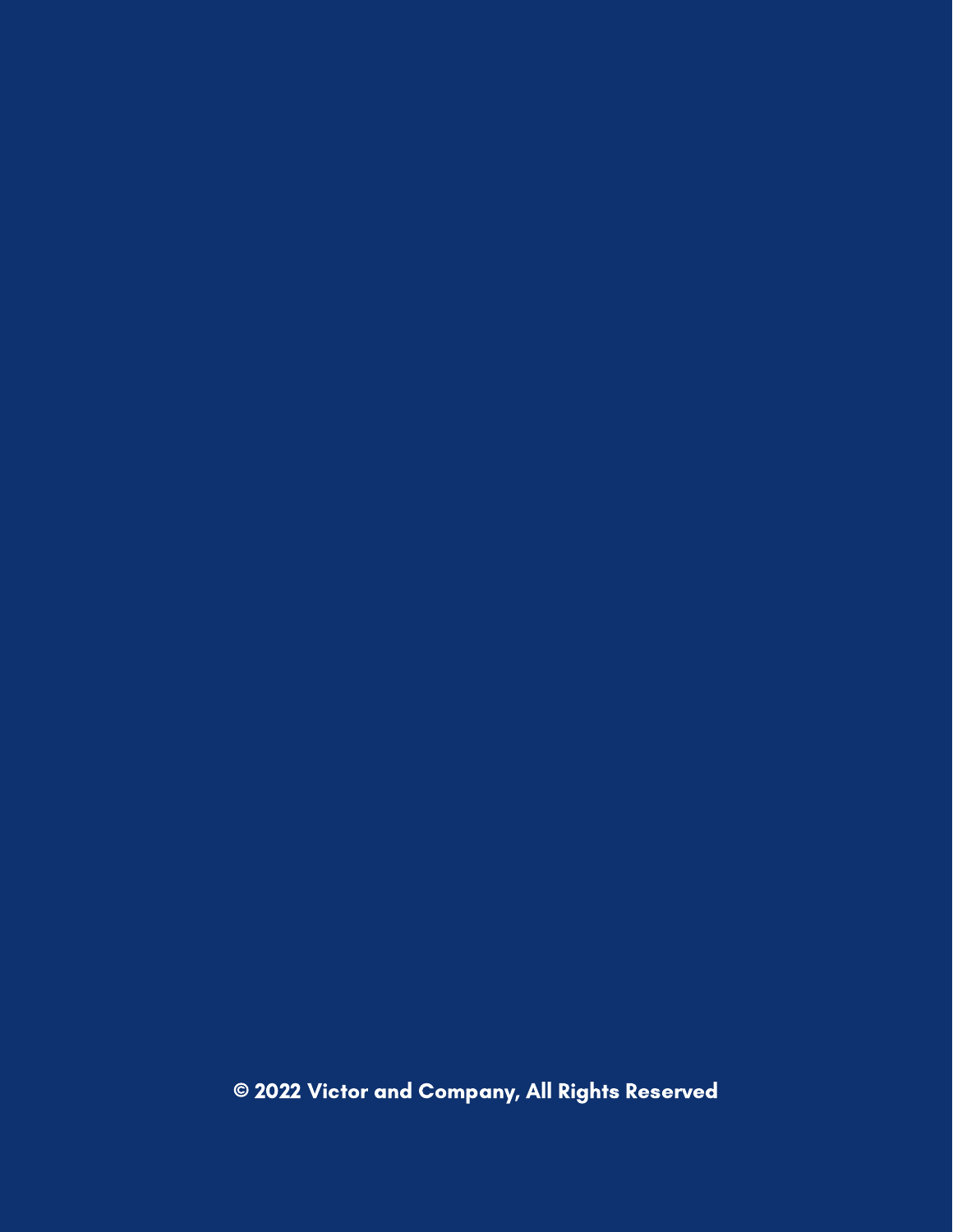**© 2022 Victor and Company, All Rights Reserved**